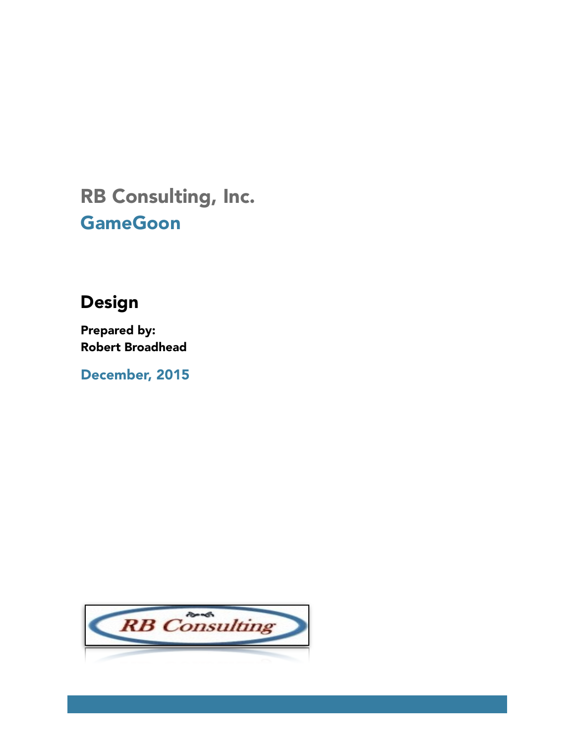# RB Consulting, Inc.

## GameGoon

### Design

**Prepared by:**
**Robert Broadhead**

**December, 2015**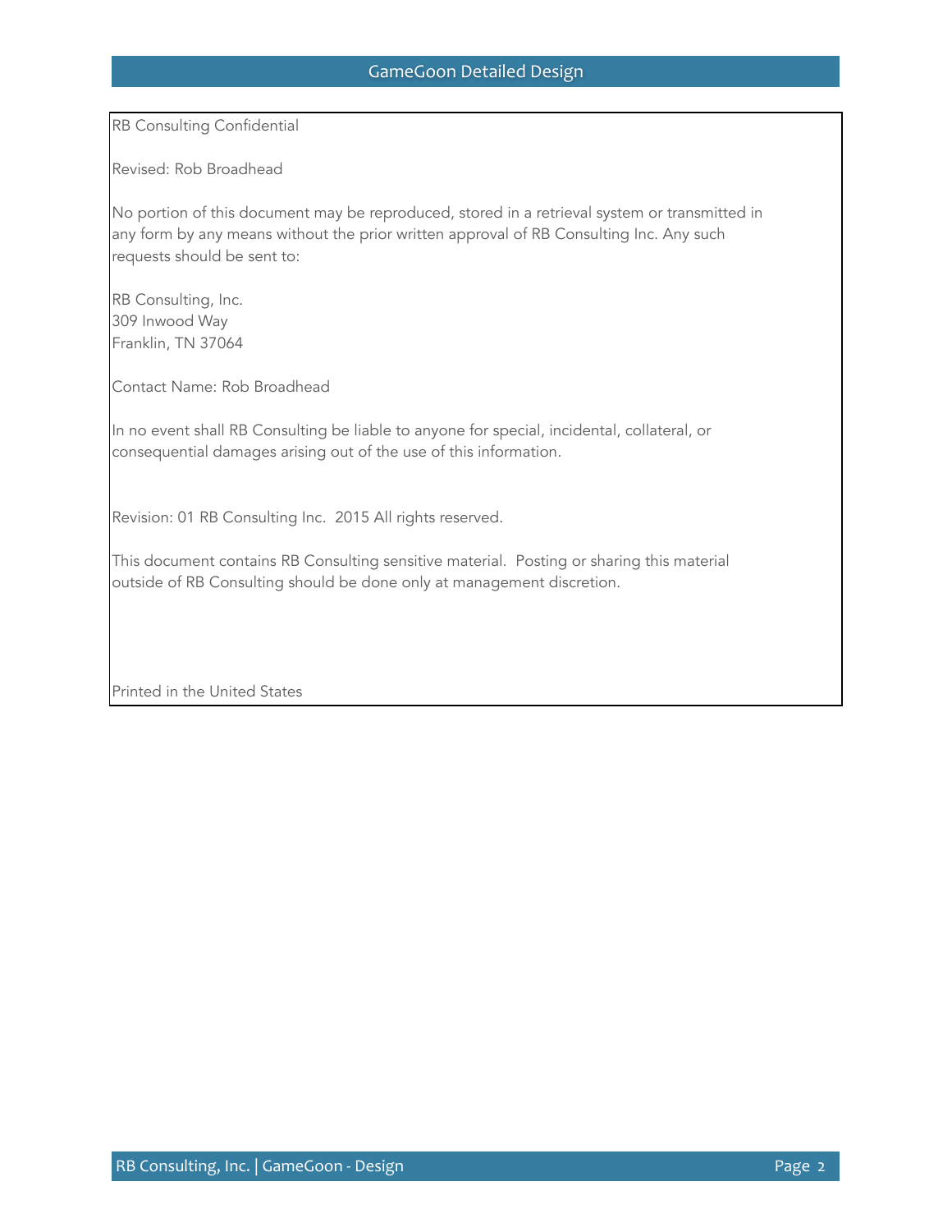RB Consulting Confidential

Revised: Rob Broadhead

No portion of this document may be reproduced, stored in a retrieval system or transmitted in any form by any means without the prior written approval of RB Consulting Inc. Any such requests should be sent to:

RB Consulting, Inc.
309 Inwood Way
Franklin, TN 37064

Contact Name: Rob Broadhead

In no event shall RB Consulting be liable to anyone for special, incidental, collateral, or consequential damages arising out of the use of this information.

Revision: 01 RB Consulting Inc. 2015 All rights reserved.

This document contains RB Consulting sensitive material. Posting or sharing this material outside of RB Consulting should be done only at management discretion.

Printed in the United States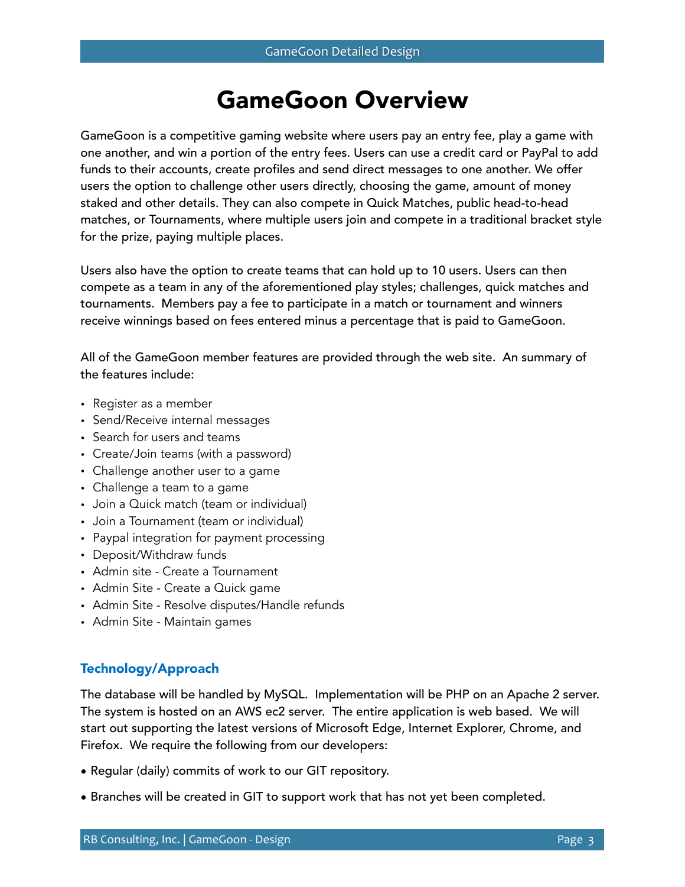# GameGoon Overview

GameGoon is a competitive gaming website where users pay an entry fee, play a game with one another, and win a portion of the entry fees. Users can use a credit card or PayPal to add funds to their accounts, create profiles and send direct messages to one another. We offer users the option to challenge other users directly, choosing the game, amount of money staked and other details. They can also compete in Quick Matches, public head-to-head matches, or Tournaments, where multiple users join and compete in a traditional bracket style for the prize, paying multiple places.

Users also have the option to create teams that can hold up to 10 users. Users can then compete as a team in any of the aforementioned play styles; challenges, quick matches and tournaments. Members pay a fee to participate in a match or tournament and winners receive winnings based on fees entered minus a percentage that is paid to GameGoon.

All of the GameGoon member features are provided through the web site. An summary of the features include:

- Register as a member
- Send/Receive internal messages
- Search for users and teams
- Create/Join teams (with a password)
- Challenge another user to a game
- Challenge a team to a game
- Join a Quick match (team or individual)
- Join a Tournament (team or individual)
- Paypal integration for payment processing
- Deposit/Withdraw funds
- Admin site - Create a Tournament
- Admin Site - Create a Quick game
- Admin Site - Resolve disputes/Handle refunds
- Admin Site - Maintain games

## Technology/Approach

The database will be handled by MySQL. Implementation will be PHP on an Apache 2 server. The system is hosted on an AWS ec2 server. The entire application is web based. We will start out supporting the latest versions of Microsoft Edge, Internet Explorer, Chrome, and Firefox. We require the following from our developers:

- Regular (daily) commits of work to our GIT repository.
- Branches will be created in GIT to support work that has not yet been completed.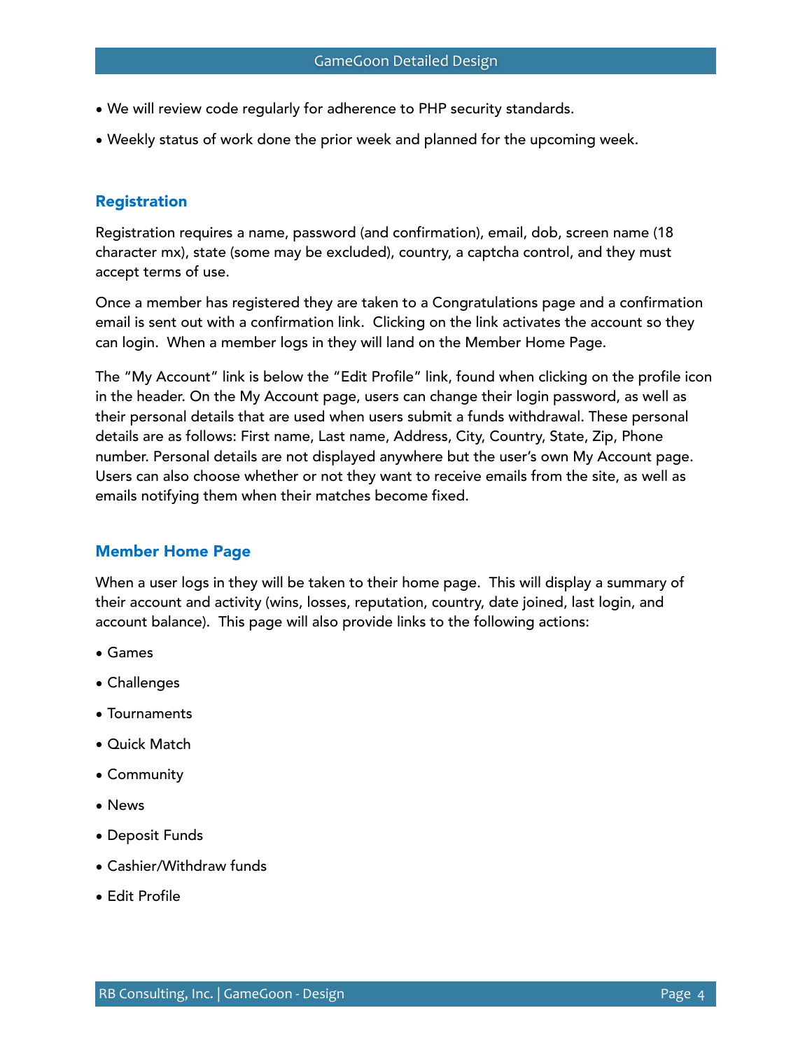- We will review code regularly for adherence to PHP security standards.
- Weekly status of work done the prior week and planned for the upcoming week.

## Registration

Registration requires a name, password (and confirmation), email, dob, screen name (18 character mx), state (some may be excluded), country, a captcha control, and they must accept terms of use.

Once a member has registered they are taken to a Congratulations page and a confirmation email is sent out with a confirmation link. Clicking on the link activates the account so they can login. When a member logs in they will land on the Member Home Page.

The “My Account” link is below the “Edit Profile” link, found when clicking on the profile icon in the header. On the My Account page, users can change their login password, as well as their personal details that are used when users submit a funds withdrawal. These personal details are as follows: First name, Last name, Address, City, Country, State, Zip, Phone number. Personal details are not displayed anywhere but the user’s own My Account page. Users can also choose whether or not they want to receive emails from the site, as well as emails notifying them when their matches become fixed.

## Member Home Page

When a user logs in they will be taken to their home page. This will display a summary of their account and activity (wins, losses, reputation, country, date joined, last login, and account balance). This page will also provide links to the following actions:

- Games
- Challenges
- Tournaments
- Quick Match
- Community
- News
- Deposit Funds
- Cashier/Withdraw funds
- Edit Profile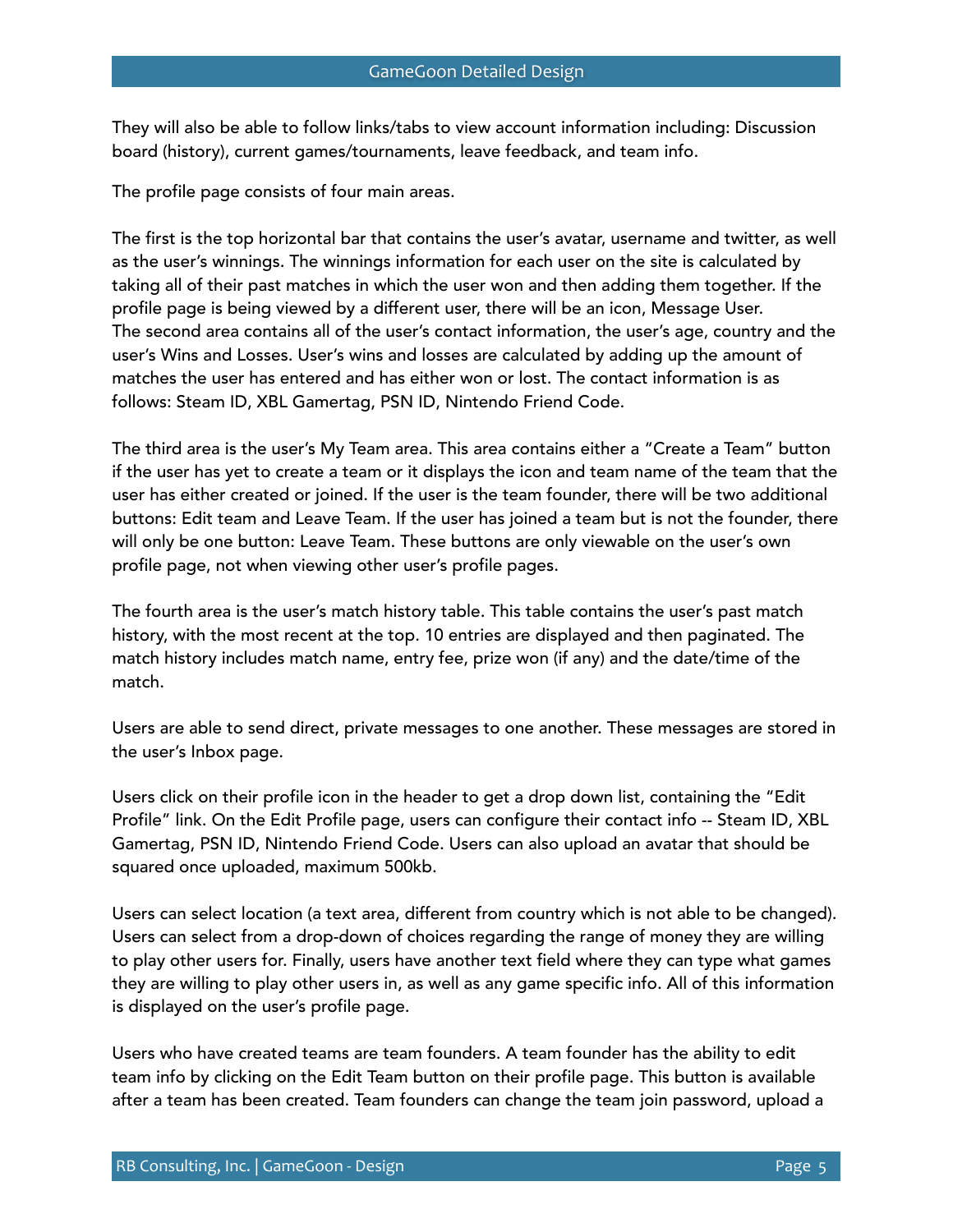They will also be able to follow links/tabs to view account information including: Discussion board (history), current games/tournaments, leave feedback, and team info.

The profile page consists of four main areas.

The first is the top horizontal bar that contains the user's avatar, username and twitter, as well as the user's winnings. The winnings information for each user on the site is calculated by taking all of their past matches in which the user won and then adding them together. If the profile page is being viewed by a different user, there will be an icon, Message User.
The second area contains all of the user's contact information, the user's age, country and the user's Wins and Losses. User's wins and losses are calculated by adding up the amount of matches the user has entered and has either won or lost. The contact information is as follows: Steam ID, XBL Gamertag, PSN ID, Nintendo Friend Code.

The third area is the user's My Team area. This area contains either a "Create a Team" button if the user has yet to create a team or it displays the icon and team name of the team that the user has either created or joined. If the user is the team founder, there will be two additional buttons: Edit team and Leave Team. If the user has joined a team but is not the founder, there will only be one button: Leave Team. These buttons are only viewable on the user's own profile page, not when viewing other user's profile pages.

The fourth area is the user's match history table. This table contains the user's past match history, with the most recent at the top. 10 entries are displayed and then paginated. The match history includes match name, entry fee, prize won (if any) and the date/time of the match.

Users are able to send direct, private messages to one another. These messages are stored in the user's Inbox page.

Users click on their profile icon in the header to get a drop down list, containing the "Edit Profile" link. On the Edit Profile page, users can configure their contact info -- Steam ID, XBL Gamertag, PSN ID, Nintendo Friend Code. Users can also upload an avatar that should be squared once uploaded, maximum 500kb.

Users can select location (a text area, different from country which is not able to be changed). Users can select from a drop-down of choices regarding the range of money they are willing to play other users for. Finally, users have another text field where they can type what games they are willing to play other users in, as well as any game specific info. All of this information is displayed on the user's profile page.

Users who have created teams are team founders. A team founder has the ability to edit team info by clicking on the Edit Team button on their profile page. This button is available after a team has been created. Team founders can change the team join password, upload a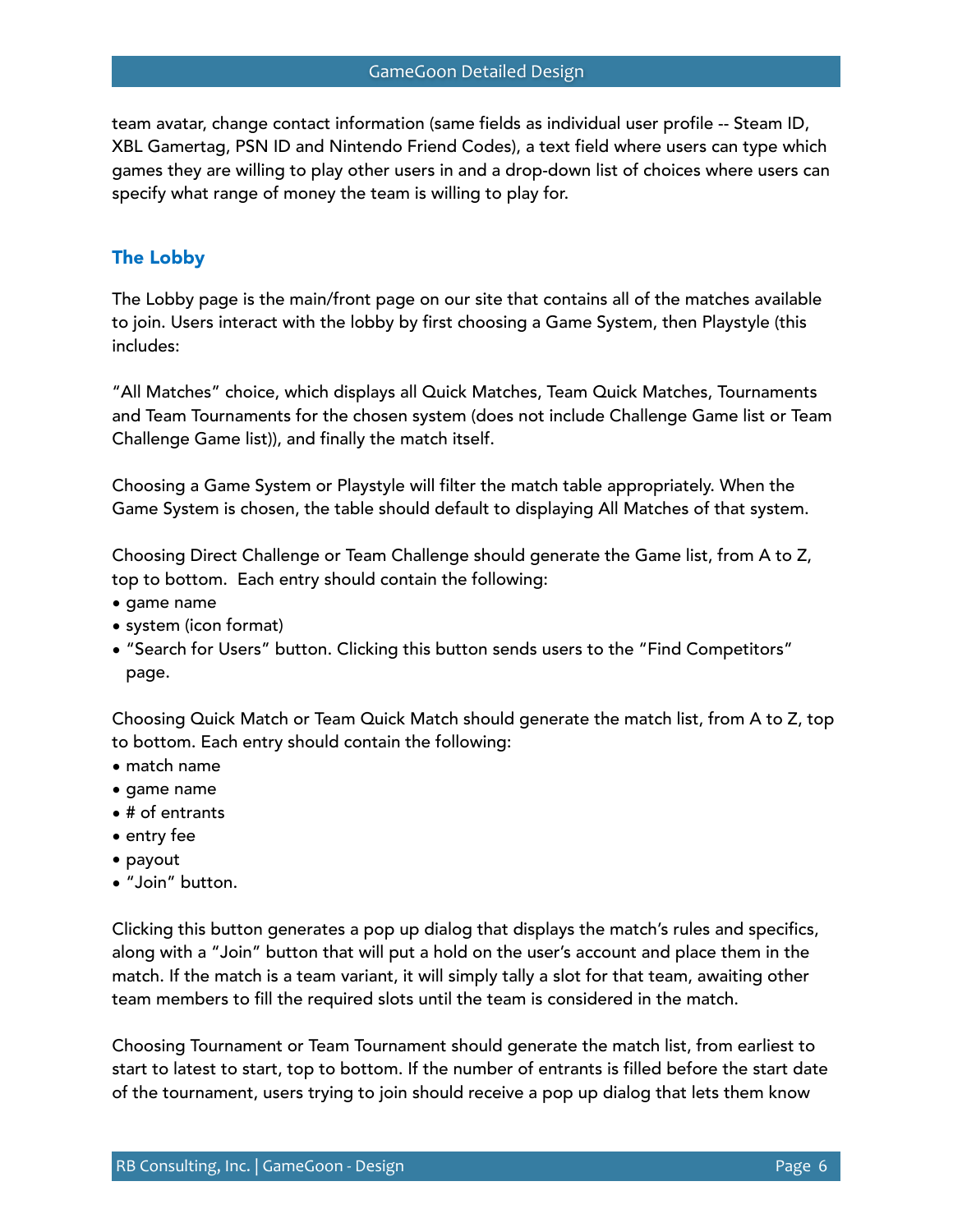team avatar, change contact information (same fields as individual user profile -- Steam ID, XBL Gamertag, PSN ID and Nintendo Friend Codes), a text field where users can type which games they are willing to play other users in and a drop-down list of choices where users can specify what range of money the team is willing to play for.

### The Lobby

The Lobby page is the main/front page on our site that contains all of the matches available to join. Users interact with the lobby by first choosing a Game System, then Playstyle (this includes:

"All Matches" choice, which displays all Quick Matches, Team Quick Matches, Tournaments and Team Tournaments for the chosen system (does not include Challenge Game list or Team Challenge Game list)), and finally the match itself.

Choosing a Game System or Playstyle will filter the match table appropriately. When the Game System is chosen, the table should default to displaying All Matches of that system.

Choosing Direct Challenge or Team Challenge should generate the Game list, from A to Z, top to bottom.  Each entry should contain the following:

- game name
- system (icon format)
- "Search for Users" button. Clicking this button sends users to the "Find Competitors" page.

Choosing Quick Match or Team Quick Match should generate the match list, from A to Z, top to bottom. Each entry should contain the following:

- match name
- game name
- # of entrants
- entry fee
- payout
- "Join" button.

Clicking this button generates a pop up dialog that displays the match's rules and specifics, along with a "Join" button that will put a hold on the user's account and place them in the match. If the match is a team variant, it will simply tally a slot for that team, awaiting other team members to fill the required slots until the team is considered in the match.

Choosing Tournament or Team Tournament should generate the match list, from earliest to start to latest to start, top to bottom. If the number of entrants is filled before the start date of the tournament, users trying to join should receive a pop up dialog that lets them know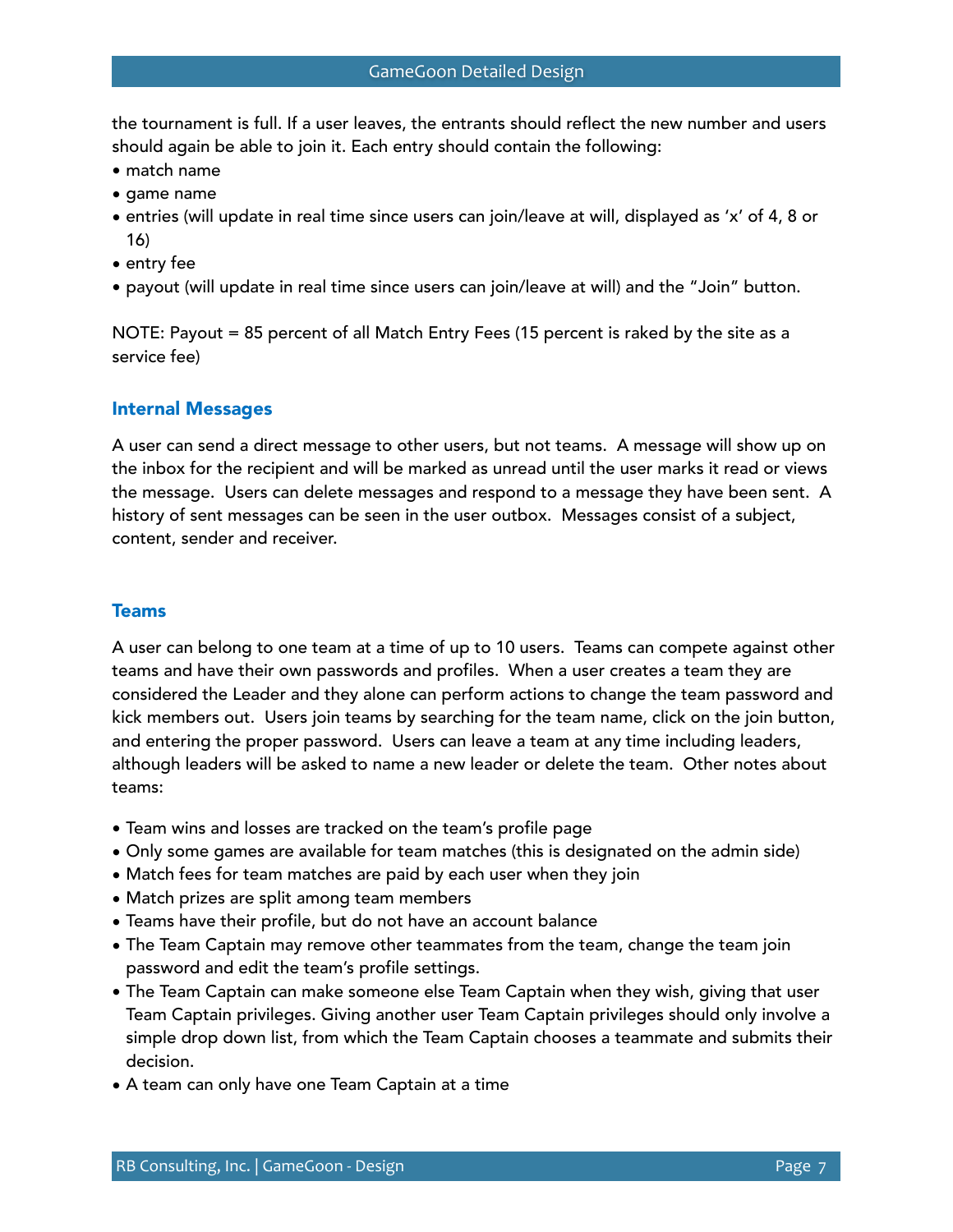the tournament is full. If a user leaves, the entrants should reflect the new number and users should again be able to join it. Each entry should contain the following:

- match name
- game name
- entries (will update in real time since users can join/leave at will, displayed as 'x' of 4, 8 or 16)
- entry fee
- payout (will update in real time since users can join/leave at will) and the "Join" button.

NOTE: Payout = 85 percent of all Match Entry Fees (15 percent is raked by the site as a service fee)

### Internal Messages

A user can send a direct message to other users, but not teams. A message will show up on the inbox for the recipient and will be marked as unread until the user marks it read or views the message. Users can delete messages and respond to a message they have been sent. A history of sent messages can be seen in the user outbox. Messages consist of a subject, content, sender and receiver.

### Teams

A user can belong to one team at a time of up to 10 users. Teams can compete against other teams and have their own passwords and profiles. When a user creates a team they are considered the Leader and they alone can perform actions to change the team password and kick members out. Users join teams by searching for the team name, click on the join button, and entering the proper password. Users can leave a team at any time including leaders, although leaders will be asked to name a new leader or delete the team. Other notes about teams:

- Team wins and losses are tracked on the team's profile page
- Only some games are available for team matches (this is designated on the admin side)
- Match fees for team matches are paid by each user when they join
- Match prizes are split among team members
- Teams have their profile, but do not have an account balance
- The Team Captain may remove other teammates from the team, change the team join password and edit the team's profile settings.
- The Team Captain can make someone else Team Captain when they wish, giving that user Team Captain privileges. Giving another user Team Captain privileges should only involve a simple drop down list, from which the Team Captain chooses a teammate and submits their decision.
- A team can only have one Team Captain at a time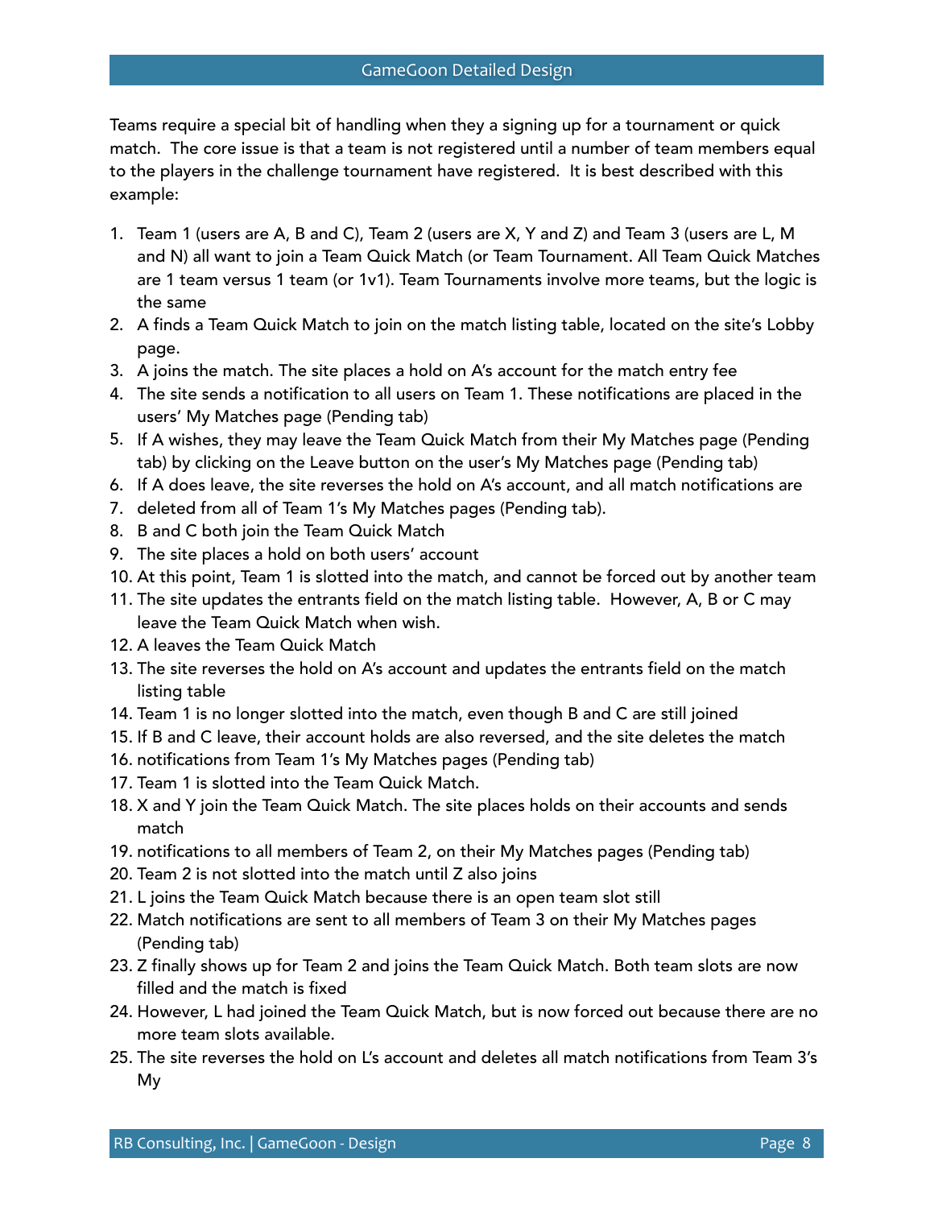Teams require a special bit of handling when they a signing up for a tournament or quick match.  The core issue is that a team is not registered until a number of team members equal to the players in the challenge tournament have registered.  It is best described with this example:

1. Team 1 (users are A, B and C), Team 2 (users are X, Y and Z) and Team 3 (users are L, M and N) all want to join a Team Quick Match (or Team Tournament. All Team Quick Matches are 1 team versus 1 team (or 1v1). Team Tournaments involve more teams, but the logic is the same
2. A finds a Team Quick Match to join on the match listing table, located on the site's Lobby page.
3. A joins the match. The site places a hold on A's account for the match entry fee
4. The site sends a notification to all users on Team 1. These notifications are placed in the users' My Matches page (Pending tab)
5. If A wishes, they may leave the Team Quick Match from their My Matches page (Pending tab) by clicking on the Leave button on the user's My Matches page (Pending tab)
6. If A does leave, the site reverses the hold on A's account, and all match notifications are
7. deleted from all of Team 1's My Matches pages (Pending tab).
8. B and C both join the Team Quick Match
9. The site places a hold on both users' account
10. At this point, Team 1 is slotted into the match, and cannot be forced out by another team
11. The site updates the entrants field on the match listing table.  However, A, B or C may leave the Team Quick Match when wish.
12. A leaves the Team Quick Match
13. The site reverses the hold on A's account and updates the entrants field on the match listing table
14. Team 1 is no longer slotted into the match, even though B and C are still joined
15. If B and C leave, their account holds are also reversed, and the site deletes the match
16. notifications from Team 1's My Matches pages (Pending tab)
17. Team 1 is slotted into the Team Quick Match.
18. X and Y join the Team Quick Match. The site places holds on their accounts and sends match
19. notifications to all members of Team 2, on their My Matches pages (Pending tab)
20. Team 2 is not slotted into the match until Z also joins
21. L joins the Team Quick Match because there is an open team slot still
22. Match notifications are sent to all members of Team 3 on their My Matches pages (Pending tab)
23. Z finally shows up for Team 2 and joins the Team Quick Match. Both team slots are now filled and the match is fixed
24. However, L had joined the Team Quick Match, but is now forced out because there are no more team slots available.
25. The site reverses the hold on L's account and deletes all match notifications from Team 3's My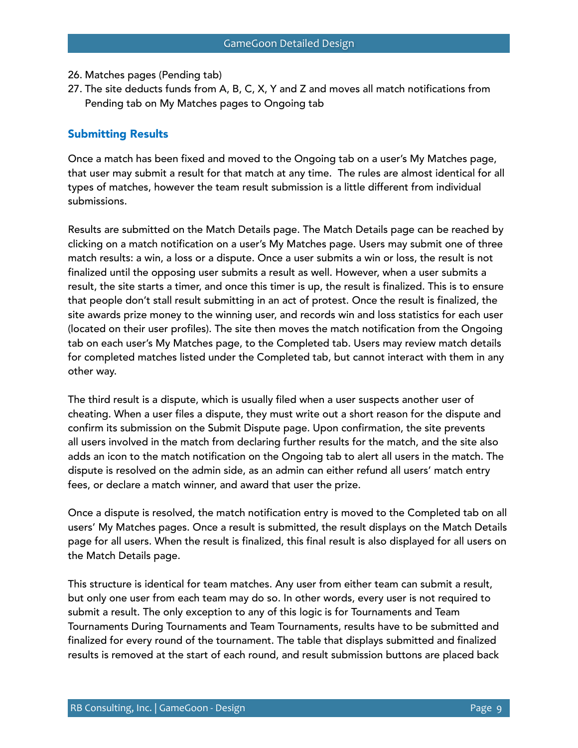26. Matches pages (Pending tab)
27. The site deducts funds from A, B, C, X, Y and Z and moves all match notifications from Pending tab on My Matches pages to Ongoing tab

### Submitting Results

Once a match has been fixed and moved to the Ongoing tab on a user's My Matches page, that user may submit a result for that match at any time. The rules are almost identical for all types of matches, however the team result submission is a little different from individual submissions.

Results are submitted on the Match Details page. The Match Details page can be reached by clicking on a match notification on a user's My Matches page. Users may submit one of three match results: a win, a loss or a dispute. Once a user submits a win or loss, the result is not finalized until the opposing user submits a result as well. However, when a user submits a result, the site starts a timer, and once this timer is up, the result is finalized. This is to ensure that people don't stall result submitting in an act of protest. Once the result is finalized, the site awards prize money to the winning user, and records win and loss statistics for each user (located on their user profiles). The site then moves the match notification from the Ongoing tab on each user's My Matches page, to the Completed tab. Users may review match details for completed matches listed under the Completed tab, but cannot interact with them in any other way.

The third result is a dispute, which is usually filed when a user suspects another user of cheating. When a user files a dispute, they must write out a short reason for the dispute and confirm its submission on the Submit Dispute page. Upon confirmation, the site prevents all users involved in the match from declaring further results for the match, and the site also adds an icon to the match notification on the Ongoing tab to alert all users in the match. The dispute is resolved on the admin side, as an admin can either refund all users' match entry fees, or declare a match winner, and award that user the prize.

Once a dispute is resolved, the match notification entry is moved to the Completed tab on all users' My Matches pages. Once a result is submitted, the result displays on the Match Details page for all users. When the result is finalized, this final result is also displayed for all users on the Match Details page.

This structure is identical for team matches. Any user from either team can submit a result, but only one user from each team may do so. In other words, every user is not required to submit a result. The only exception to any of this logic is for Tournaments and Team Tournaments During Tournaments and Team Tournaments, results have to be submitted and finalized for every round of the tournament. The table that displays submitted and finalized results is removed at the start of each round, and result submission buttons are placed back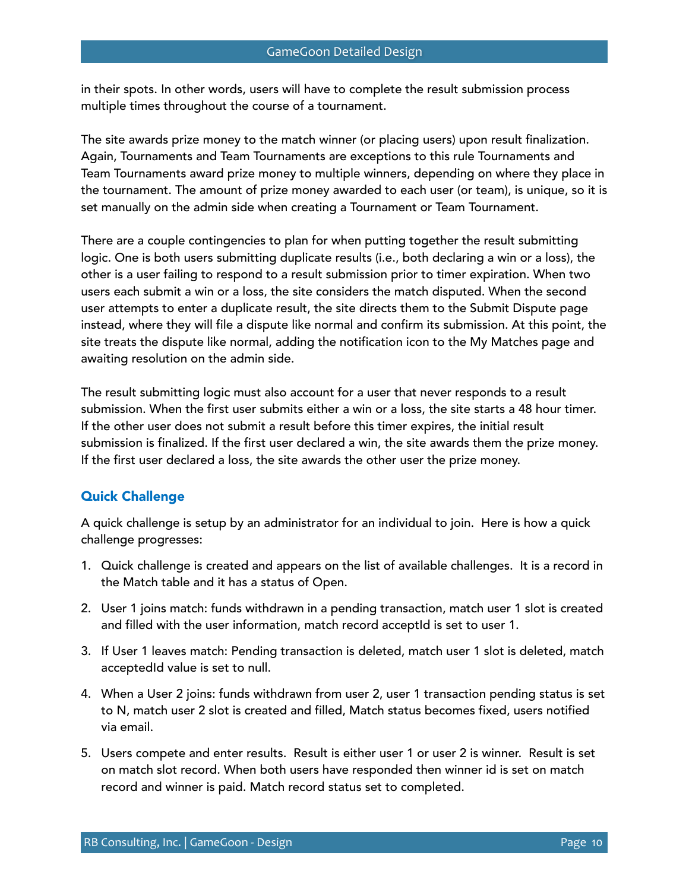in their spots. In other words, users will have to complete the result submission process multiple times throughout the course of a tournament.

The site awards prize money to the match winner (or placing users) upon result finalization. Again, Tournaments and Team Tournaments are exceptions to this rule Tournaments and Team Tournaments award prize money to multiple winners, depending on where they place in the tournament. The amount of prize money awarded to each user (or team), is unique, so it is set manually on the admin side when creating a Tournament or Team Tournament.

There are a couple contingencies to plan for when putting together the result submitting logic. One is both users submitting duplicate results (i.e., both declaring a win or a loss), the other is a user failing to respond to a result submission prior to timer expiration. When two users each submit a win or a loss, the site considers the match disputed. When the second user attempts to enter a duplicate result, the site directs them to the Submit Dispute page instead, where they will file a dispute like normal and confirm its submission. At this point, the site treats the dispute like normal, adding the notification icon to the My Matches page and awaiting resolution on the admin side.

The result submitting logic must also account for a user that never responds to a result submission. When the first user submits either a win or a loss, the site starts a 48 hour timer. If the other user does not submit a result before this timer expires, the initial result submission is finalized. If the first user declared a win, the site awards them the prize money. If the first user declared a loss, the site awards the other user the prize money.

## Quick Challenge

A quick challenge is setup by an administrator for an individual to join. Here is how a quick challenge progresses:

1. Quick challenge is created and appears on the list of available challenges. It is a record in the Match table and it has a status of Open.
2. User 1 joins match: funds withdrawn in a pending transaction, match user 1 slot is created and filled with the user information, match record acceptId is set to user 1.
3. If User 1 leaves match: Pending transaction is deleted, match user 1 slot is deleted, match acceptedId value is set to null.
4. When a User 2 joins: funds withdrawn from user 2, user 1 transaction pending status is set to N, match user 2 slot is created and filled, Match status becomes fixed, users notified via email.
5. Users compete and enter results. Result is either user 1 or user 2 is winner. Result is set on match slot record. When both users have responded then winner id is set on match record and winner is paid. Match record status set to completed.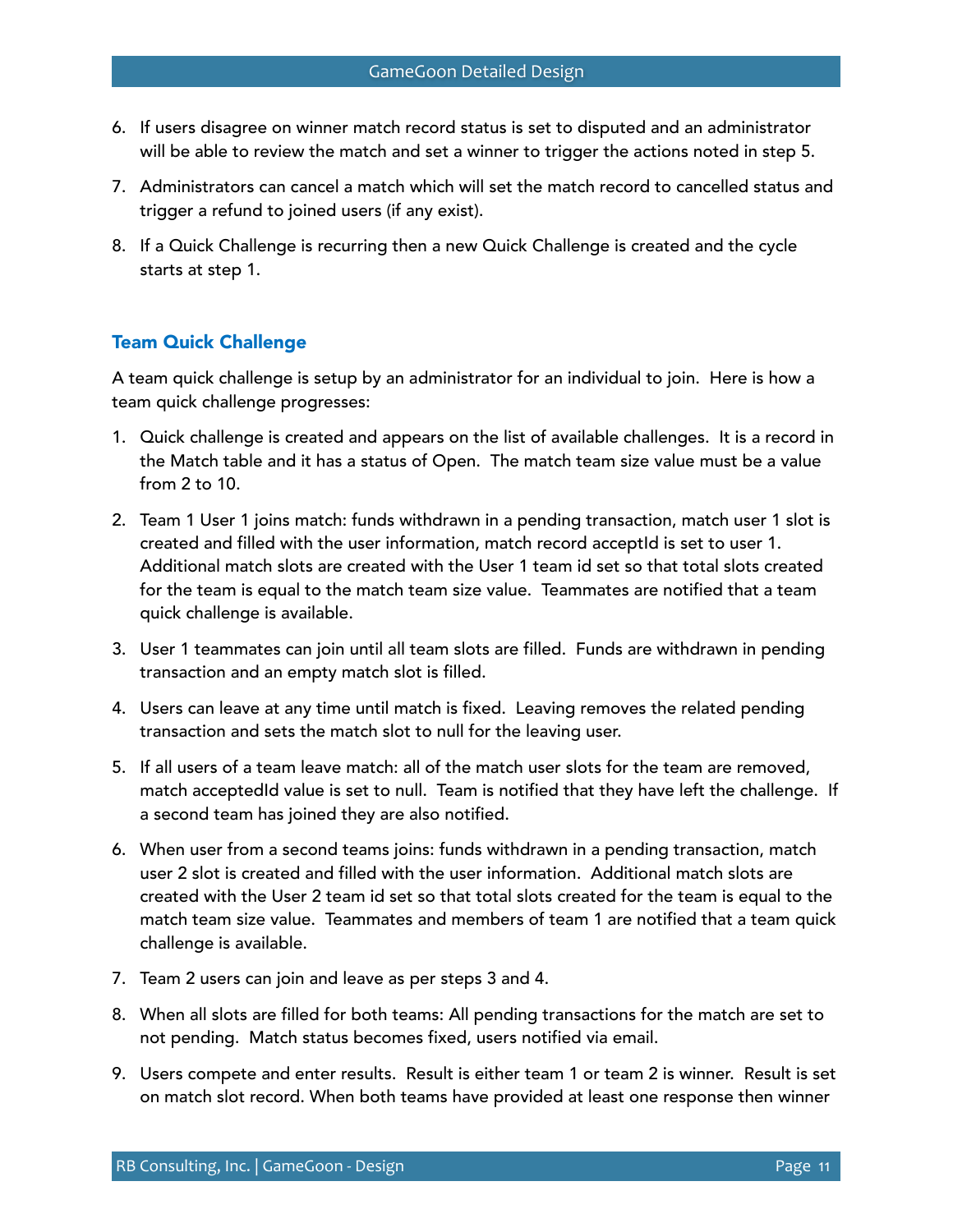6. If users disagree on winner match record status is set to disputed and an administrator will be able to review the match and set a winner to trigger the actions noted in step 5.
7. Administrators can cancel a match which will set the match record to cancelled status and trigger a refund to joined users (if any exist).
8. If a Quick Challenge is recurring then a new Quick Challenge is created and the cycle starts at step 1.

### Team Quick Challenge

A team quick challenge is setup by an administrator for an individual to join. Here is how a team quick challenge progresses:

1. Quick challenge is created and appears on the list of available challenges. It is a record in the Match table and it has a status of Open. The match team size value must be a value from 2 to 10.
2. Team 1 User 1 joins match: funds withdrawn in a pending transaction, match user 1 slot is created and filled with the user information, match record acceptId is set to user 1. Additional match slots are created with the User 1 team id set so that total slots created for the team is equal to the match team size value. Teammates are notified that a team quick challenge is available.
3. User 1 teammates can join until all team slots are filled. Funds are withdrawn in pending transaction and an empty match slot is filled.
4. Users can leave at any time until match is fixed. Leaving removes the related pending transaction and sets the match slot to null for the leaving user.
5. If all users of a team leave match: all of the match user slots for the team are removed, match acceptedId value is set to null. Team is notified that they have left the challenge. If a second team has joined they are also notified.
6. When user from a second teams joins: funds withdrawn in a pending transaction, match user 2 slot is created and filled with the user information. Additional match slots are created with the User 2 team id set so that total slots created for the team is equal to the match team size value. Teammates and members of team 1 are notified that a team quick challenge is available.
7. Team 2 users can join and leave as per steps 3 and 4.
8. When all slots are filled for both teams: All pending transactions for the match are set to not pending. Match status becomes fixed, users notified via email.
9. Users compete and enter results. Result is either team 1 or team 2 is winner. Result is set on match slot record. When both teams have provided at least one response then winner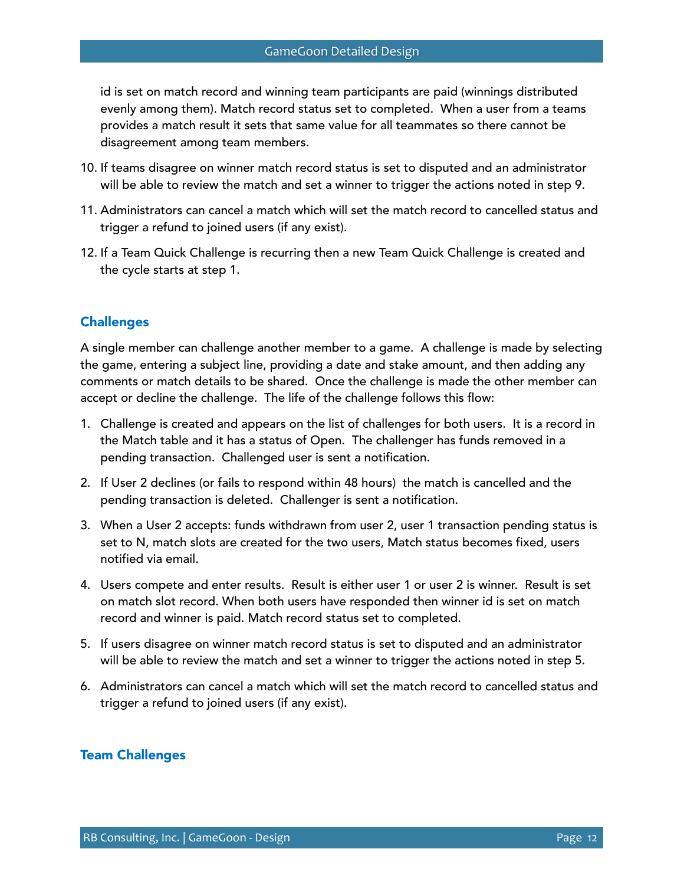id is set on match record and winning team participants are paid (winnings distributed evenly among them). Match record status set to completed. When a user from a teams provides a match result it sets that same value for all teammates so there cannot be disagreement among team members.

10. If teams disagree on winner match record status is set to disputed and an administrator will be able to review the match and set a winner to trigger the actions noted in step 9.

11. Administrators can cancel a match which will set the match record to cancelled status and trigger a refund to joined users (if any exist).

12. If a Team Quick Challenge is recurring then a new Team Quick Challenge is created and the cycle starts at step 1.

## Challenges

A single member can challenge another member to a game. A challenge is made by selecting the game, entering a subject line, providing a date and stake amount, and then adding any comments or match details to be shared. Once the challenge is made the other member can accept or decline the challenge. The life of the challenge follows this flow:

1. Challenge is created and appears on the list of challenges for both users. It is a record in the Match table and it has a status of Open. The challenger has funds removed in a pending transaction. Challenged user is sent a notification.

2. If User 2 declines (or fails to respond within 48 hours) the match is cancelled and the pending transaction is deleted. Challenger is sent a notification.

3. When a User 2 accepts: funds withdrawn from user 2, user 1 transaction pending status is set to N, match slots are created for the two users, Match status becomes fixed, users notified via email.

4. Users compete and enter results. Result is either user 1 or user 2 is winner. Result is set on match slot record. When both users have responded then winner id is set on match record and winner is paid. Match record status set to completed.

5. If users disagree on winner match record status is set to disputed and an administrator will be able to review the match and set a winner to trigger the actions noted in step 5.

6. Administrators can cancel a match which will set the match record to cancelled status and trigger a refund to joined users (if any exist).

## Team Challenges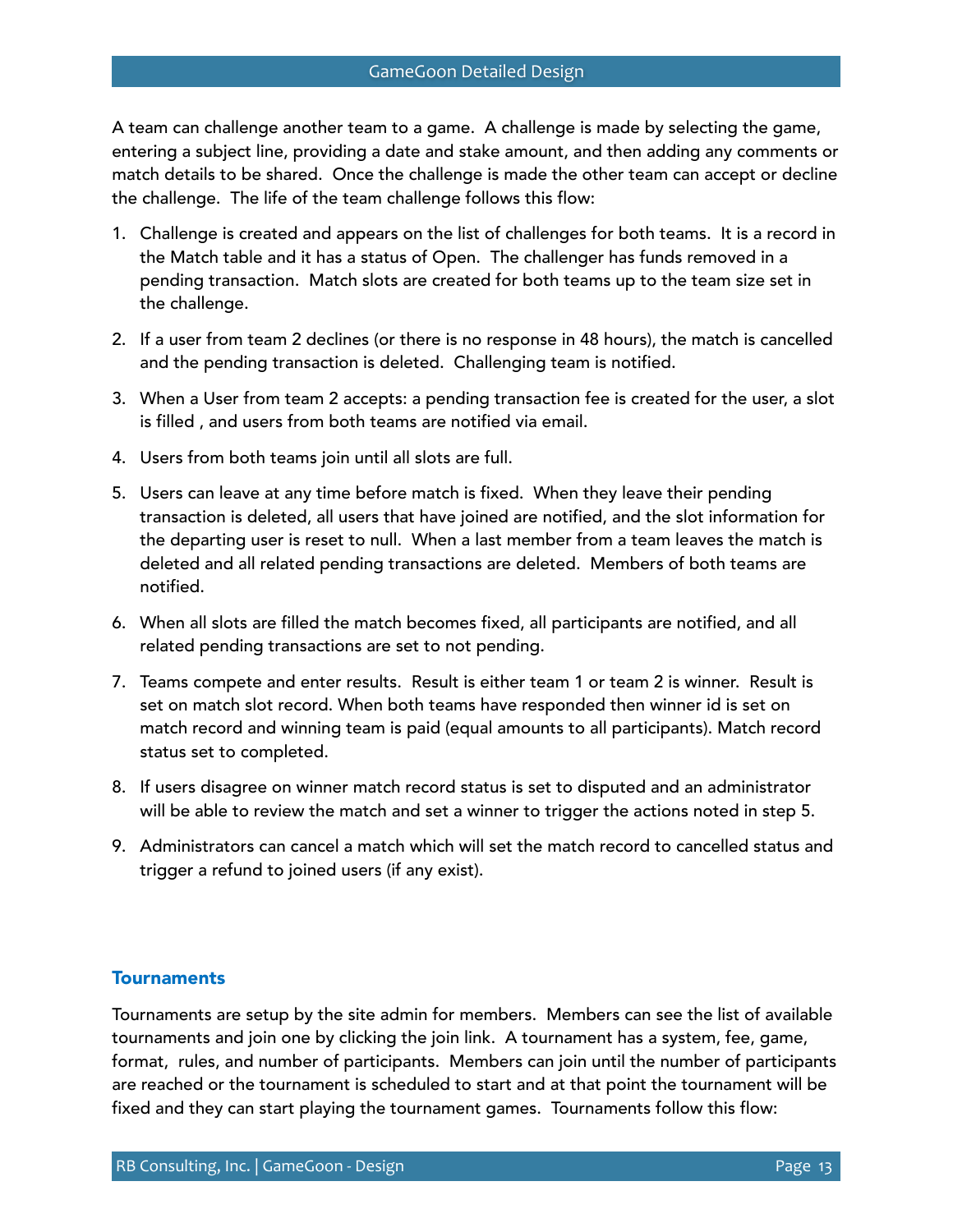A team can challenge another team to a game. A challenge is made by selecting the game, entering a subject line, providing a date and stake amount, and then adding any comments or match details to be shared. Once the challenge is made the other team can accept or decline the challenge. The life of the team challenge follows this flow:

1. Challenge is created and appears on the list of challenges for both teams. It is a record in the Match table and it has a status of Open. The challenger has funds removed in a pending transaction. Match slots are created for both teams up to the team size set in the challenge.
2. If a user from team 2 declines (or there is no response in 48 hours), the match is cancelled and the pending transaction is deleted. Challenging team is notified.
3. When a User from team 2 accepts: a pending transaction fee is created for the user, a slot is filled , and users from both teams are notified via email.
4. Users from both teams join until all slots are full.
5. Users can leave at any time before match is fixed. When they leave their pending transaction is deleted, all users that have joined are notified, and the slot information for the departing user is reset to null. When a last member from a team leaves the match is deleted and all related pending transactions are deleted. Members of both teams are notified.
6. When all slots are filled the match becomes fixed, all participants are notified, and all related pending transactions are set to not pending.
7. Teams compete and enter results. Result is either team 1 or team 2 is winner. Result is set on match slot record. When both teams have responded then winner id is set on match record and winning team is paid (equal amounts to all participants). Match record status set to completed.
8. If users disagree on winner match record status is set to disputed and an administrator will be able to review the match and set a winner to trigger the actions noted in step 5.
9. Administrators can cancel a match which will set the match record to cancelled status and trigger a refund to joined users (if any exist).

## Tournaments

Tournaments are setup by the site admin for members. Members can see the list of available tournaments and join one by clicking the join link. A tournament has a system, fee, game, format, rules, and number of participants. Members can join until the number of participants are reached or the tournament is scheduled to start and at that point the tournament will be fixed and they can start playing the tournament games. Tournaments follow this flow: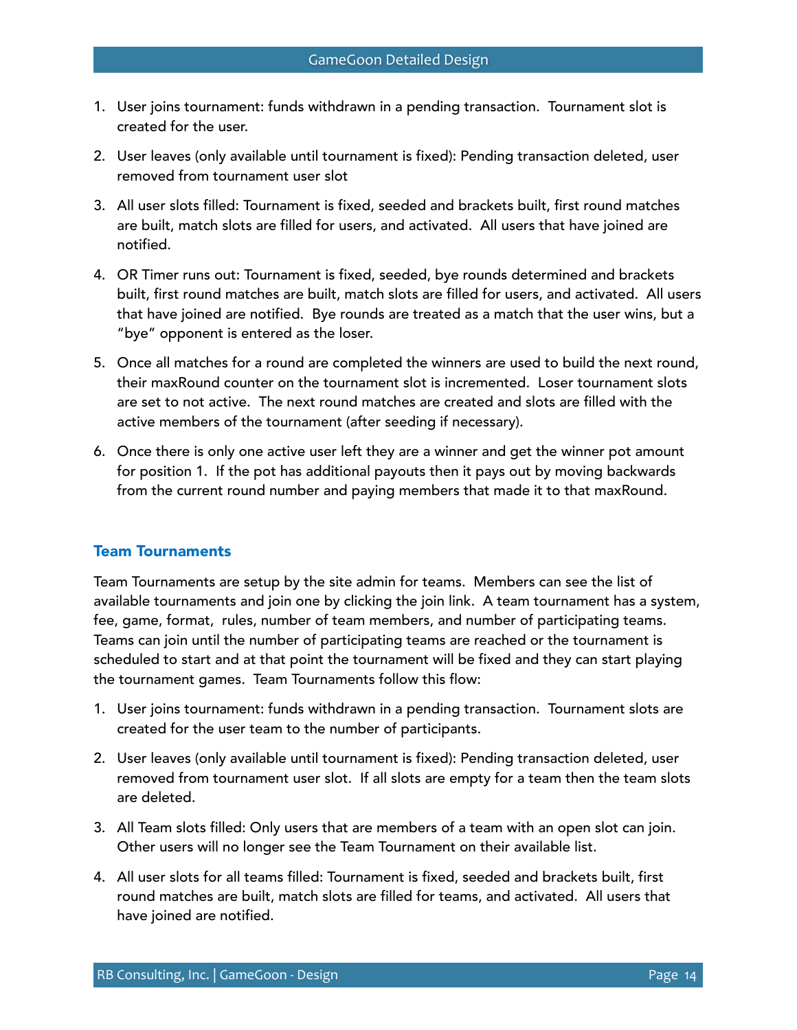1. User joins tournament: funds withdrawn in a pending transaction. Tournament slot is created for the user.

2. User leaves (only available until tournament is fixed): Pending transaction deleted, user removed from tournament user slot

3. All user slots filled: Tournament is fixed, seeded and brackets built, first round matches are built, match slots are filled for users, and activated. All users that have joined are notified.

4. OR Timer runs out: Tournament is fixed, seeded, bye rounds determined and brackets built, first round matches are built, match slots are filled for users, and activated. All users that have joined are notified. Bye rounds are treated as a match that the user wins, but a "bye" opponent is entered as the loser.

5. Once all matches for a round are completed the winners are used to build the next round, their maxRound counter on the tournament slot is incremented. Loser tournament slots are set to not active. The next round matches are created and slots are filled with the active members of the tournament (after seeding if necessary).

6. Once there is only one active user left they are a winner and get the winner pot amount for position 1. If the pot has additional payouts then it pays out by moving backwards from the current round number and paying members that made it to that maxRound.

### Team Tournaments

Team Tournaments are setup by the site admin for teams. Members can see the list of available tournaments and join one by clicking the join link. A team tournament has a system, fee, game, format, rules, number of team members, and number of participating teams. Teams can join until the number of participating teams are reached or the tournament is scheduled to start and at that point the tournament will be fixed and they can start playing the tournament games. Team Tournaments follow this flow:

1. User joins tournament: funds withdrawn in a pending transaction. Tournament slots are created for the user team to the number of participants.

2. User leaves (only available until tournament is fixed): Pending transaction deleted, user removed from tournament user slot. If all slots are empty for a team then the team slots are deleted.

3. All Team slots filled: Only users that are members of a team with an open slot can join. Other users will no longer see the Team Tournament on their available list.

4. All user slots for all teams filled: Tournament is fixed, seeded and brackets built, first round matches are built, match slots are filled for teams, and activated. All users that have joined are notified.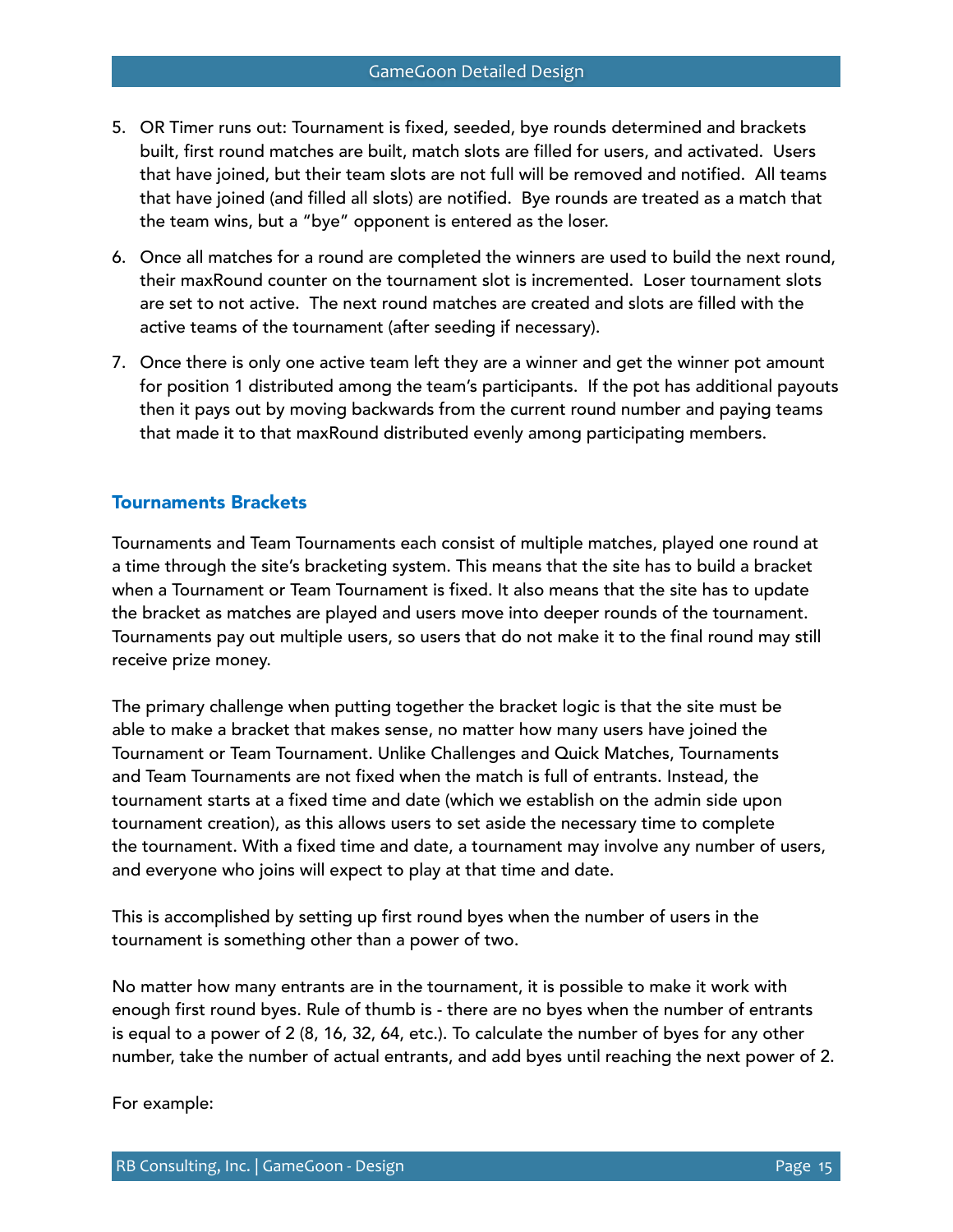5. OR Timer runs out: Tournament is fixed, seeded, bye rounds determined and brackets built, first round matches are built, match slots are filled for users, and activated. Users that have joined, but their team slots are not full will be removed and notified. All teams that have joined (and filled all slots) are notified. Bye rounds are treated as a match that the team wins, but a "bye" opponent is entered as the loser.
6. Once all matches for a round are completed the winners are used to build the next round, their maxRound counter on the tournament slot is incremented. Loser tournament slots are set to not active. The next round matches are created and slots are filled with the active teams of the tournament (after seeding if necessary).
7. Once there is only one active team left they are a winner and get the winner pot amount for position 1 distributed among the team's participants. If the pot has additional payouts then it pays out by moving backwards from the current round number and paying teams that made it to that maxRound distributed evenly among participating members.

## Tournaments Brackets

Tournaments and Team Tournaments each consist of multiple matches, played one round at a time through the site's bracketing system. This means that the site has to build a bracket when a Tournament or Team Tournament is fixed. It also means that the site has to update the bracket as matches are played and users move into deeper rounds of the tournament. Tournaments pay out multiple users, so users that do not make it to the final round may still receive prize money.

The primary challenge when putting together the bracket logic is that the site must be able to make a bracket that makes sense, no matter how many users have joined the Tournament or Team Tournament. Unlike Challenges and Quick Matches, Tournaments and Team Tournaments are not fixed when the match is full of entrants. Instead, the tournament starts at a fixed time and date (which we establish on the admin side upon tournament creation), as this allows users to set aside the necessary time to complete the tournament. With a fixed time and date, a tournament may involve any number of users, and everyone who joins will expect to play at that time and date.

This is accomplished by setting up first round byes when the number of users in the tournament is something other than a power of two.

No matter how many entrants are in the tournament, it is possible to make it work with enough first round byes. Rule of thumb is - there are no byes when the number of entrants is equal to a power of 2 (8, 16, 32, 64, etc.). To calculate the number of byes for any other number, take the number of actual entrants, and add byes until reaching the next power of 2.

For example: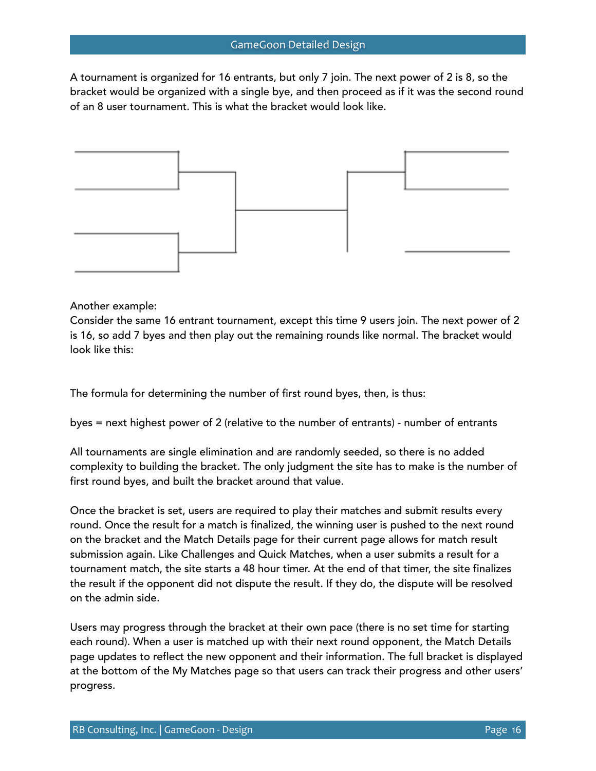A tournament is organized for 16 entrants, but only 7 join. The next power of 2 is 8, so the bracket would be organized with a single bye, and then proceed as if it was the second round of an 8 user tournament. This is what the bracket would look like.

Another example:
Consider the same 16 entrant tournament, except this time 9 users join. The next power of 2 is 16, so add 7 byes and then play out the remaining rounds like normal. The bracket would look like this:

The formula for determining the number of first round byes, then, is thus:

byes = next highest power of 2 (relative to the number of entrants) - number of entrants

All tournaments are single elimination and are randomly seeded, so there is no added complexity to building the bracket. The only judgment the site has to make is the number of first round byes, and built the bracket around that value.

Once the bracket is set, users are required to play their matches and submit results every round. Once the result for a match is finalized, the winning user is pushed to the next round on the bracket and the Match Details page for their current page allows for match result submission again. Like Challenges and Quick Matches, when a user submits a result for a tournament match, the site starts a 48 hour timer. At the end of that timer, the site finalizes the result if the opponent did not dispute the result. If they do, the dispute will be resolved on the admin side.

Users may progress through the bracket at their own pace (there is no set time for starting each round). When a user is matched up with their next round opponent, the Match Details page updates to reflect the new opponent and their information. The full bracket is displayed at the bottom of the My Matches page so that users can track their progress and other users' progress.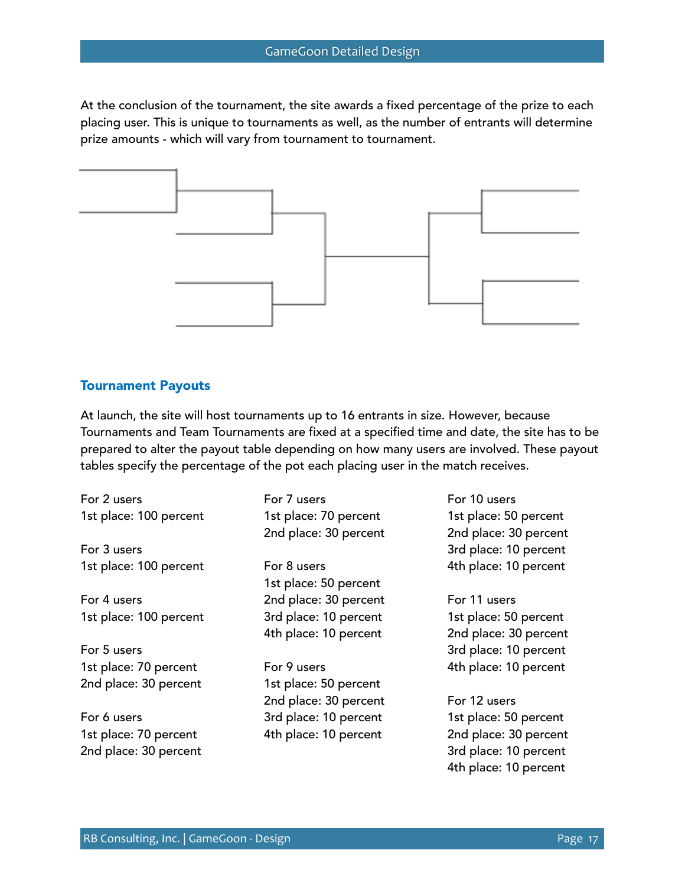At the conclusion of the tournament, the site awards a fixed percentage of the prize to each placing user. This is unique to tournaments as well, as the number of entrants will determine prize amounts - which will vary from tournament to tournament.

### Tournament Payouts

At launch, the site will host tournaments up to 16 entrants in size. However, because Tournaments and Team Tournaments are fixed at a specified time and date, the site has to be prepared to alter the payout table depending on how many users are involved. These payout tables specify the percentage of the pot each placing user in the match receives.

For 2 users
1st place: 100 percent

For 3 users
1st place: 100 percent

For 4 users
1st place: 100 percent

For 5 users
1st place: 70 percent
2nd place: 30 percent

For 6 users
1st place: 70 percent
2nd place: 30 percent

For 7 users
1st place: 70 percent
2nd place: 30 percent

For 8 users
1st place: 50 percent
2nd place: 30 percent
3rd place: 10 percent
4th place: 10 percent

For 9 users
1st place: 50 percent
2nd place: 30 percent
3rd place: 10 percent
4th place: 10 percent

For 10 users
1st place: 50 percent
2nd place: 30 percent
3rd place: 10 percent
4th place: 10 percent

For 11 users
1st place: 50 percent
2nd place: 30 percent
3rd place: 10 percent
4th place: 10 percent

For 12 users
1st place: 50 percent
2nd place: 30 percent
3rd place: 10 percent
4th place: 10 percent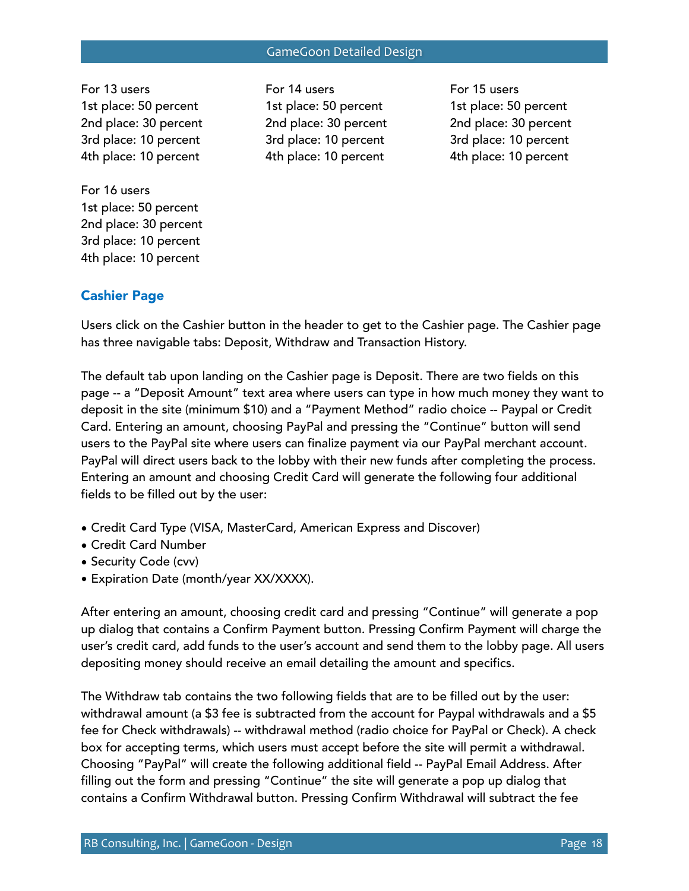For 13 users
1st place: 50 percent
2nd place: 30 percent
3rd place: 10 percent
4th place: 10 percent

For 14 users
1st place: 50 percent
2nd place: 30 percent
3rd place: 10 percent
4th place: 10 percent

For 15 users
1st place: 50 percent
2nd place: 30 percent
3rd place: 10 percent
4th place: 10 percent

For 16 users
1st place: 50 percent
2nd place: 30 percent
3rd place: 10 percent
4th place: 10 percent

### Cashier Page

Users click on the Cashier button in the header to get to the Cashier page. The Cashier page has three navigable tabs: Deposit, Withdraw and Transaction History.

The default tab upon landing on the Cashier page is Deposit. There are two fields on this page -- a "Deposit Amount" text area where users can type in how much money they want to deposit in the site (minimum $10) and a "Payment Method" radio choice -- Paypal or Credit Card. Entering an amount, choosing PayPal and pressing the "Continue" button will send users to the PayPal site where users can finalize payment via our PayPal merchant account. PayPal will direct users back to the lobby with their new funds after completing the process. Entering an amount and choosing Credit Card will generate the following four additional fields to be filled out by the user:

- Credit Card Type (VISA, MasterCard, American Express and Discover)
- Credit Card Number
- Security Code (cvv)
- Expiration Date (month/year XX/XXXX).

After entering an amount, choosing credit card and pressing "Continue" will generate a pop up dialog that contains a Confirm Payment button. Pressing Confirm Payment will charge the user's credit card, add funds to the user's account and send them to the lobby page. All users depositing money should receive an email detailing the amount and specifics.

The Withdraw tab contains the two following fields that are to be filled out by the user: withdrawal amount (a $3 fee is subtracted from the account for Paypal withdrawals and a $5 fee for Check withdrawals) -- withdrawal method (radio choice for PayPal or Check). A check box for accepting terms, which users must accept before the site will permit a withdrawal. Choosing "PayPal" will create the following additional field -- PayPal Email Address. After filling out the form and pressing "Continue" the site will generate a pop up dialog that contains a Confirm Withdrawal button. Pressing Confirm Withdrawal will subtract the fee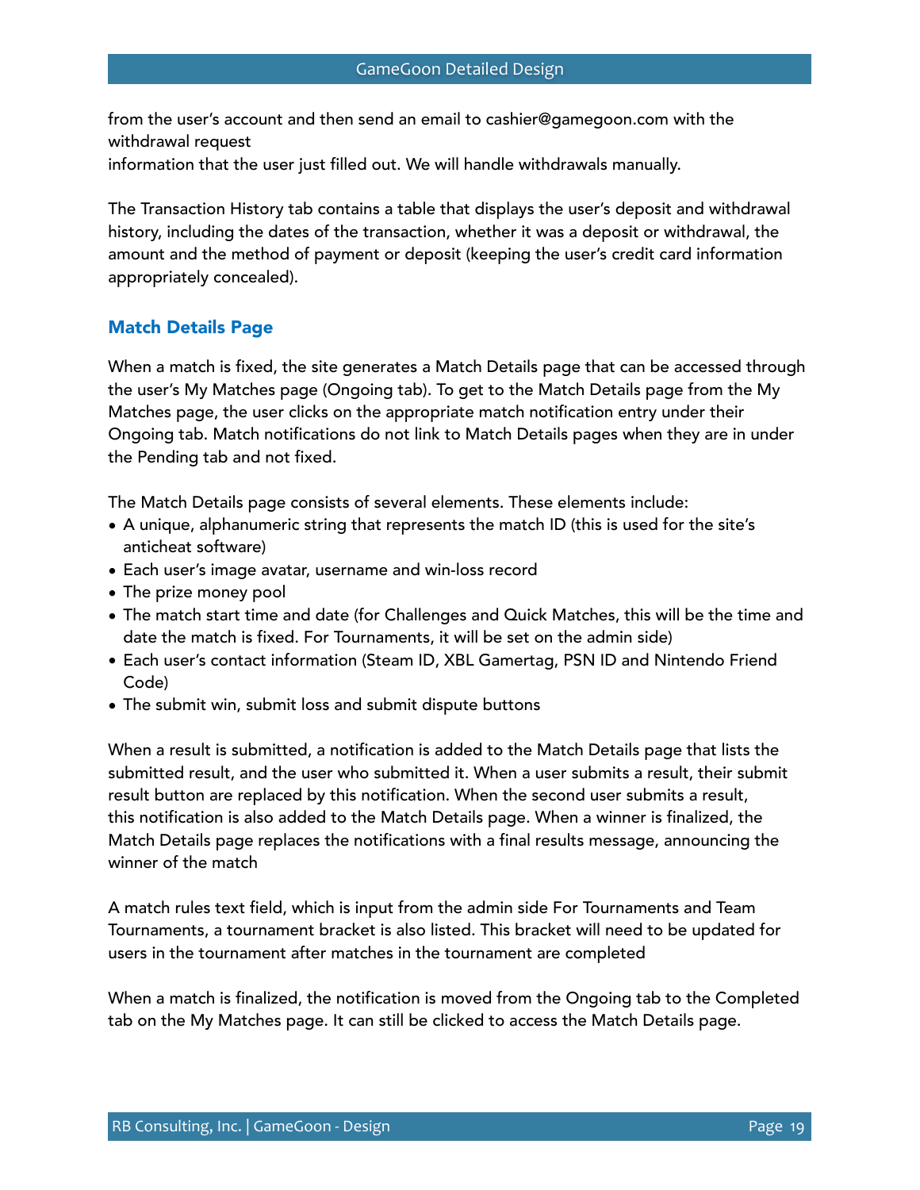from the user's account and then send an email to cashier@gamegoon.com with the withdrawal request
information that the user just filled out. We will handle withdrawals manually.

The Transaction History tab contains a table that displays the user's deposit and withdrawal history, including the dates of the transaction, whether it was a deposit or withdrawal, the amount and the method of payment or deposit (keeping the user's credit card information appropriately concealed).

### Match Details Page

When a match is fixed, the site generates a Match Details page that can be accessed through the user's My Matches page (Ongoing tab). To get to the Match Details page from the My Matches page, the user clicks on the appropriate match notification entry under their Ongoing tab. Match notifications do not link to Match Details pages when they are in under the Pending tab and not fixed.

The Match Details page consists of several elements. These elements include:

- A unique, alphanumeric string that represents the match ID (this is used for the site's anticheat software)
- Each user's image avatar, username and win-loss record
- The prize money pool
- The match start time and date (for Challenges and Quick Matches, this will be the time and date the match is fixed. For Tournaments, it will be set on the admin side)
- Each user's contact information (Steam ID, XBL Gamertag, PSN ID and Nintendo Friend Code)
- The submit win, submit loss and submit dispute buttons

When a result is submitted, a notification is added to the Match Details page that lists the submitted result, and the user who submitted it. When a user submits a result, their submit result button are replaced by this notification. When the second user submits a result, this notification is also added to the Match Details page. When a winner is finalized, the Match Details page replaces the notifications with a final results message, announcing the winner of the match

A match rules text field, which is input from the admin side For Tournaments and Team Tournaments, a tournament bracket is also listed. This bracket will need to be updated for users in the tournament after matches in the tournament are completed

When a match is finalized, the notification is moved from the Ongoing tab to the Completed tab on the My Matches page. It can still be clicked to access the Match Details page.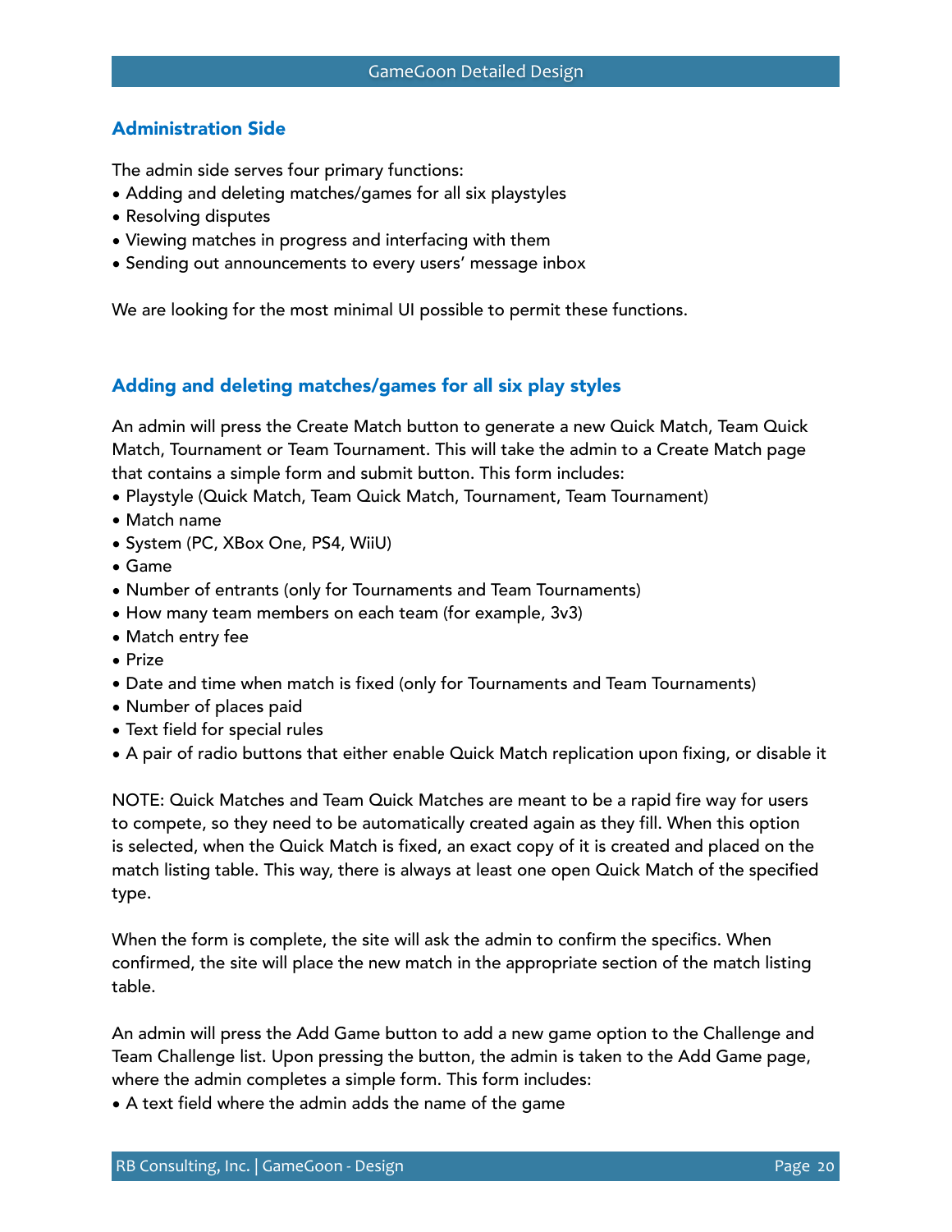## Administration Side

The admin side serves four primary functions:

- Adding and deleting matches/games for all six playstyles
- Resolving disputes
- Viewing matches in progress and interfacing with them
- Sending out announcements to every users' message inbox

We are looking for the most minimal UI possible to permit these functions.

## Adding and deleting matches/games for all six play styles

An admin will press the Create Match button to generate a new Quick Match, Team Quick Match, Tournament or Team Tournament. This will take the admin to a Create Match page that contains a simple form and submit button. This form includes:

- Playstyle (Quick Match, Team Quick Match, Tournament, Team Tournament)
- Match name
- System (PC, XBox One, PS4, WiiU)
- Game
- Number of entrants (only for Tournaments and Team Tournaments)
- How many team members on each team (for example, 3v3)
- Match entry fee
- Prize
- Date and time when match is fixed (only for Tournaments and Team Tournaments)
- Number of places paid
- Text field for special rules
- A pair of radio buttons that either enable Quick Match replication upon fixing, or disable it

NOTE: Quick Matches and Team Quick Matches are meant to be a rapid fire way for users to compete, so they need to be automatically created again as they fill. When this option is selected, when the Quick Match is fixed, an exact copy of it is created and placed on the match listing table. This way, there is always at least one open Quick Match of the specified type.

When the form is complete, the site will ask the admin to confirm the specifics. When confirmed, the site will place the new match in the appropriate section of the match listing table.

An admin will press the Add Game button to add a new game option to the Challenge and Team Challenge list. Upon pressing the button, the admin is taken to the Add Game page, where the admin completes a simple form. This form includes:

- A text field where the admin adds the name of the game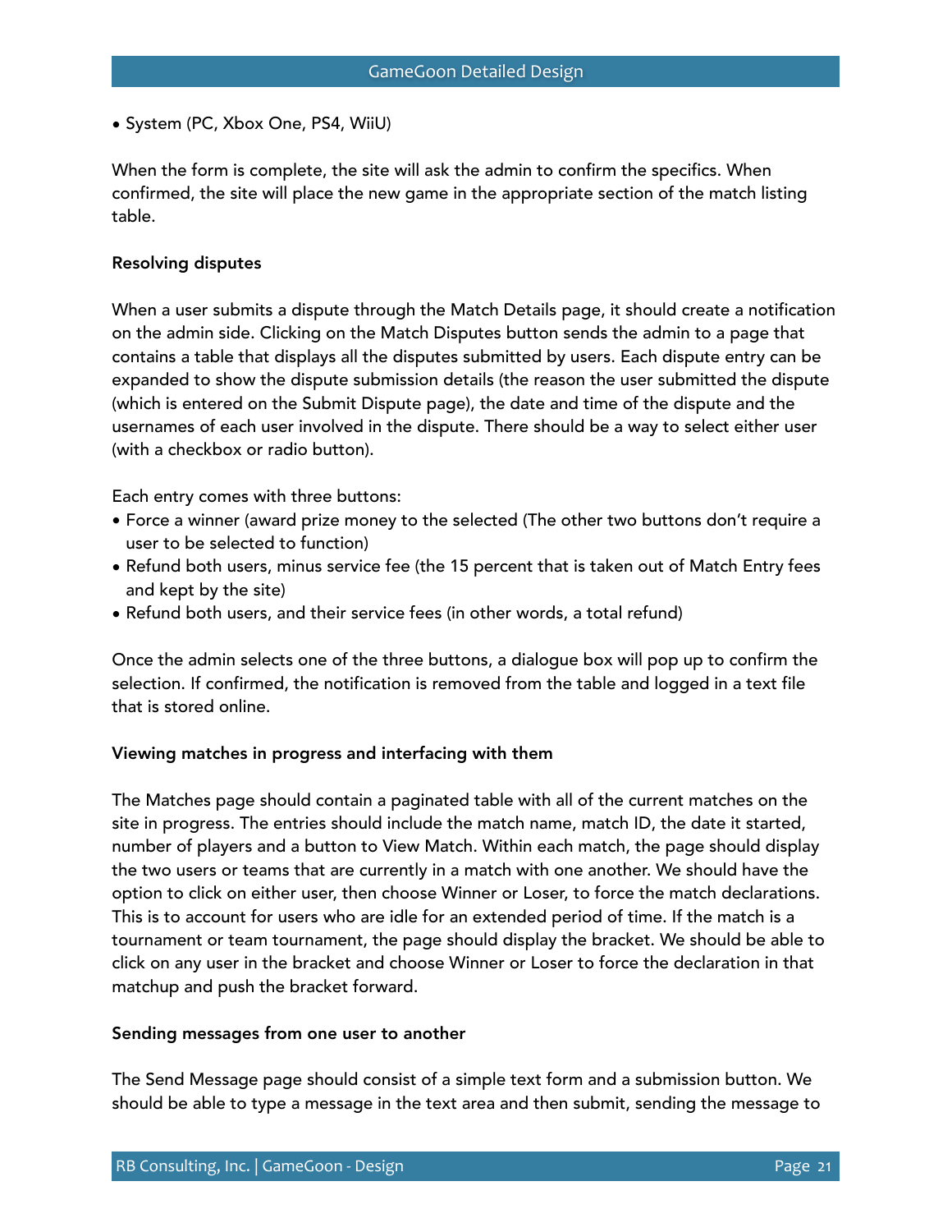- System (PC, Xbox One, PS4, WiiU)

When the form is complete, the site will ask the admin to confirm the specifics. When confirmed, the site will place the new game in the appropriate section of the match listing table.

**Resolving disputes**

When a user submits a dispute through the Match Details page, it should create a notification on the admin side. Clicking on the Match Disputes button sends the admin to a page that contains a table that displays all the disputes submitted by users. Each dispute entry can be expanded to show the dispute submission details (the reason the user submitted the dispute (which is entered on the Submit Dispute page), the date and time of the dispute and the usernames of each user involved in the dispute. There should be a way to select either user (with a checkbox or radio button).

Each entry comes with three buttons:

- Force a winner (award prize money to the selected (The other two buttons don't require a user to be selected to function)
- Refund both users, minus service fee (the 15 percent that is taken out of Match Entry fees and kept by the site)
- Refund both users, and their service fees (in other words, a total refund)

Once the admin selects one of the three buttons, a dialogue box will pop up to confirm the selection. If confirmed, the notification is removed from the table and logged in a text file that is stored online.

**Viewing matches in progress and interfacing with them**

The Matches page should contain a paginated table with all of the current matches on the site in progress. The entries should include the match name, match ID, the date it started, number of players and a button to View Match. Within each match, the page should display the two users or teams that are currently in a match with one another. We should have the option to click on either user, then choose Winner or Loser, to force the match declarations. This is to account for users who are idle for an extended period of time. If the match is a tournament or team tournament, the page should display the bracket. We should be able to click on any user in the bracket and choose Winner or Loser to force the declaration in that matchup and push the bracket forward.

**Sending messages from one user to another**

The Send Message page should consist of a simple text form and a submission button. We should be able to type a message in the text area and then submit, sending the message to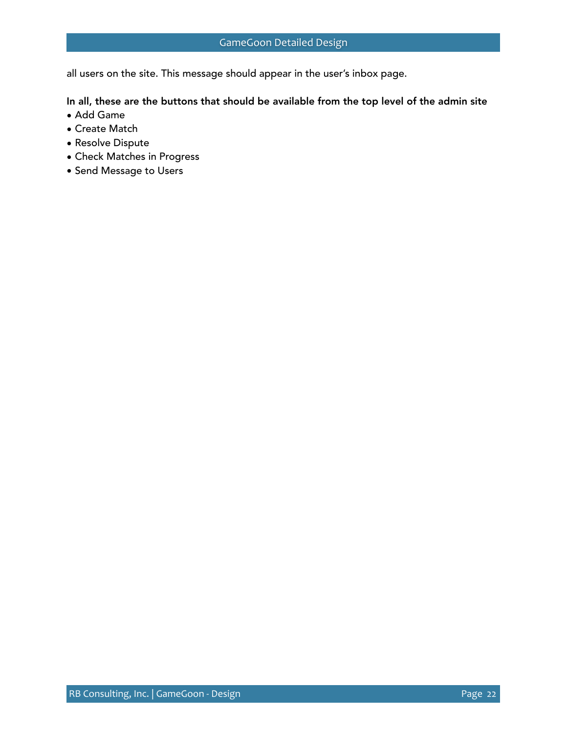all users on the site. This message should appear in the user's inbox page.

**In all, these are the buttons that should be available from the top level of the admin site**

- Add Game
- Create Match
- Resolve Dispute
- Check Matches in Progress
- Send Message to Users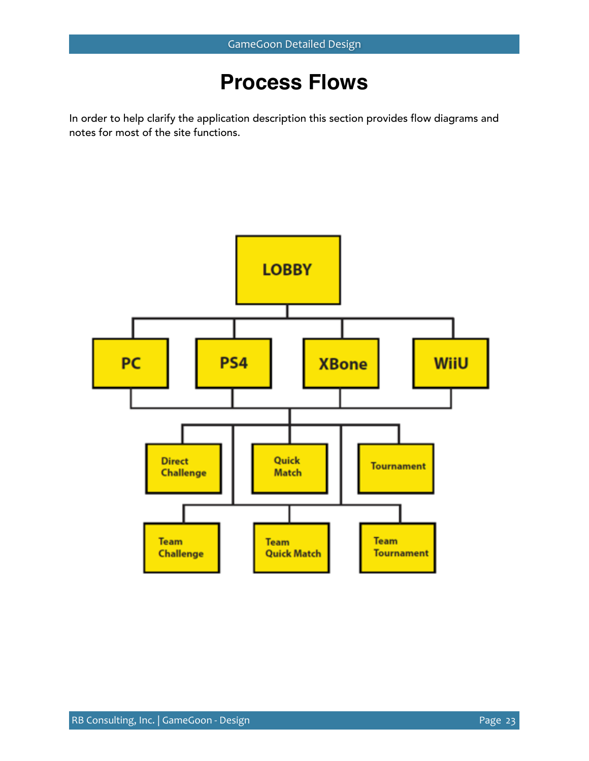# Process Flows

In order to help clarify the application description this section provides flow diagrams and notes for most of the site functions.

LOBBY

PC | PS4 | XBone | WiiU

Direct Challenge | Quick Match | Tournament

Team Challenge | Team Quick Match | Team Tournament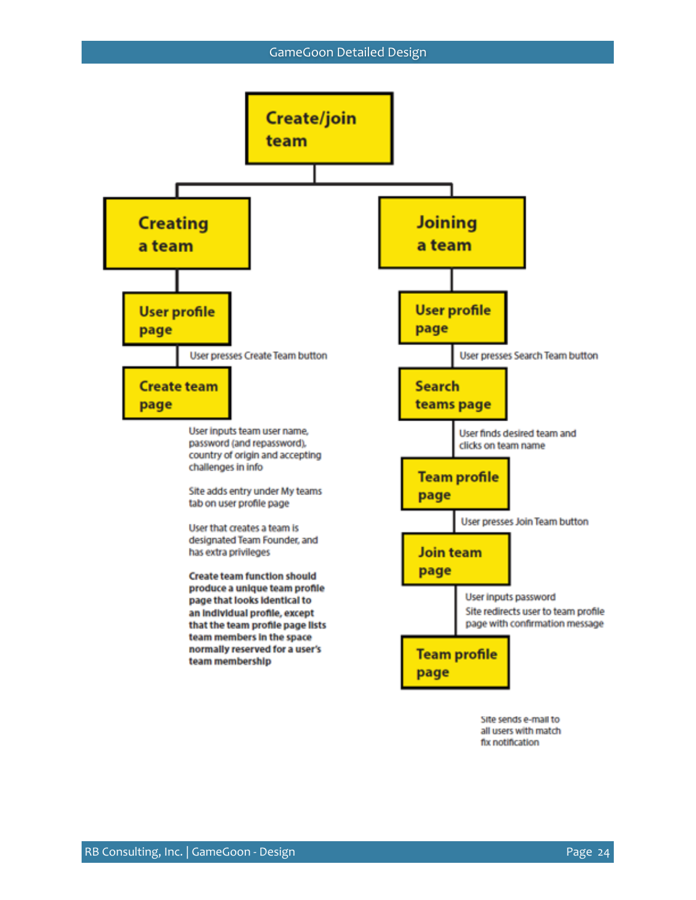# Create/join team

## Creating a team

**User profile page**

User presses Create Team button

**Create team page**

User inputs team user name, password (and repassword), country of origin and accepting challenges in info

Site adds entry under My teams tab on user profile page

User that creates a team is designated Team Founder, and has extra privileges

**Create team function should produce a unique team profile page that looks identical to an individual profile, except that the team profile page lists team members in the space normally reserved for a user's team membership**

## Joining a team

**User profile page**

User presses Search Team button

**Search teams page**

User finds desired team and clicks on team name

**Team profile page**

User presses Join Team button

**Join team page**

User inputs password

Site redirects user to team profile page with confirmation message

**Team profile page**

Site sends e-mail to all users with match fix notification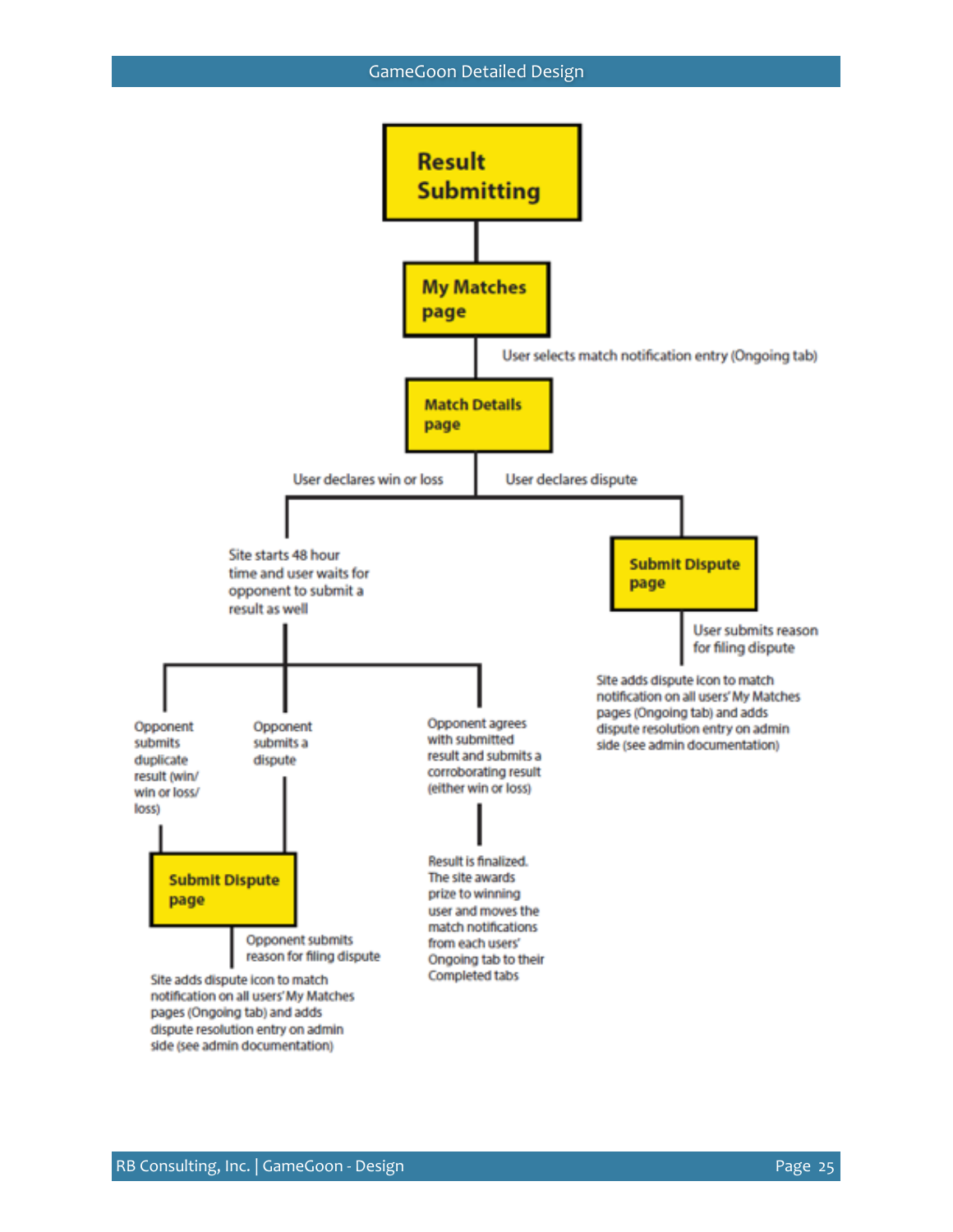# Result Submitting

**My Matches page**

User selects match notification entry (Ongoing tab)

**Match Details page**

User declares win or loss

Site starts 48 hour time and user waits for opponent to submit a result as well

- Opponent submits duplicate result (win/ win or loss/ loss)
- Opponent submits a dispute

**Submit Dispute page**

Opponent submits reason for filing dispute

Site adds dispute icon to match notification on all users' My Matches pages (Ongoing tab) and adds dispute resolution entry on admin side (see admin documentation)

- Opponent agrees with submitted result and submits a corroborating result (either win or loss)

Result is finalized. The site awards prize to winning user and moves the match notifications from each users' Ongoing tab to their Completed tabs

User declares dispute

**Submit Dispute page**

User submits reason for filing dispute

Site adds dispute icon to match notification on all users' My Matches pages (Ongoing tab) and adds dispute resolution entry on admin side (see admin documentation)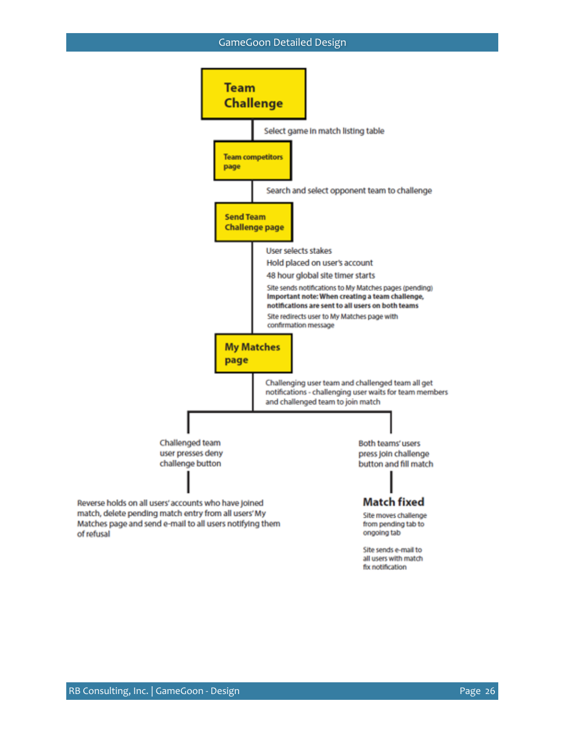**Team Challenge**

Select game in match listing table

**Team competitors page**

Search and select opponent team to challenge

**Send Team Challenge page**

User selects stakes

Hold placed on user's account

48 hour global site timer starts

Site sends notifications to My Matches pages (pending)

**Important note: When creating a team challenge, notifications are sent to all users on both teams**

Site redirects user to My Matches page with confirmation message

**My Matches page**

Challenging user team and challenged team all get notifications - challenging user waits for team members and challenged team to join match

- Challenged team user presses deny challenge button
  - Reverse holds on all users' accounts who have joined match, delete pending match entry from all users' My Matches page and send e-mail to all users notifying them of refusal
- Both teams' users press join challenge button and fill match
  - **Match fixed**
  - Site moves challenge from pending tab to ongoing tab
  - Site sends e-mail to all users with match fix notification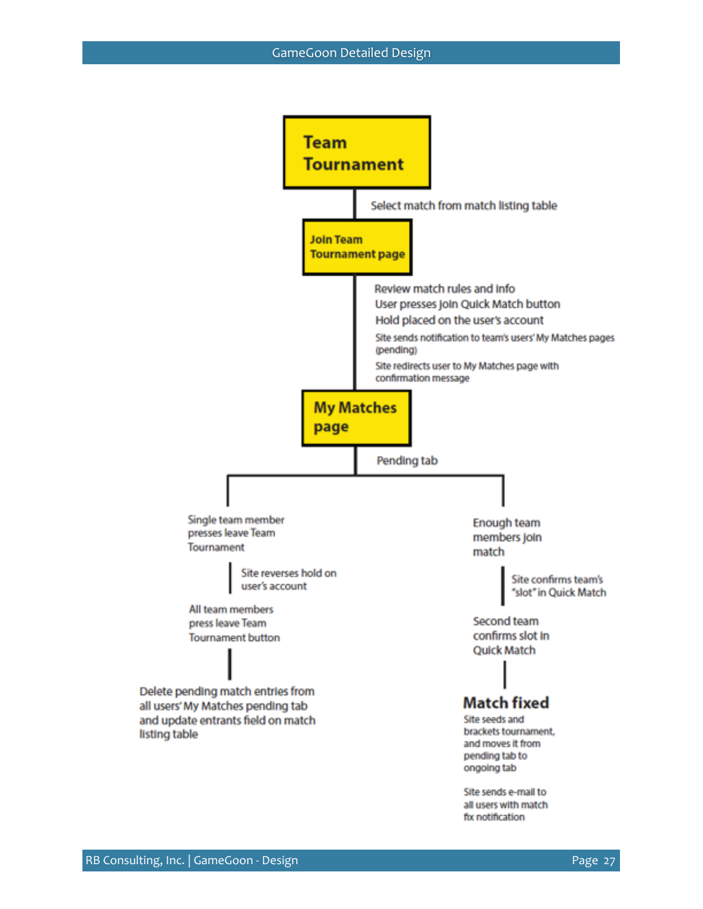**Team Tournament**

Select match from match listing table

**Join Team Tournament page**

Review match rules and info
User presses join Quick Match button
Hold placed on the user's account
Site sends notification to team's users' My Matches pages (pending)
Site redirects user to My Matches page with confirmation message

**My Matches page**

Pending tab

Single team member presses leave Team Tournament

Site reverses hold on user's account

All team members press leave Team Tournament button

Delete pending match entries from all users' My Matches pending tab and update entrants field on match listing table

Enough team members join match

Site confirms team's "slot" in Quick Match

Second team confirms slot in Quick Match

**Match fixed**

Site seeds and brackets tournament, and moves it from pending tab to ongoing tab

Site sends e-mail to all users with match fix notification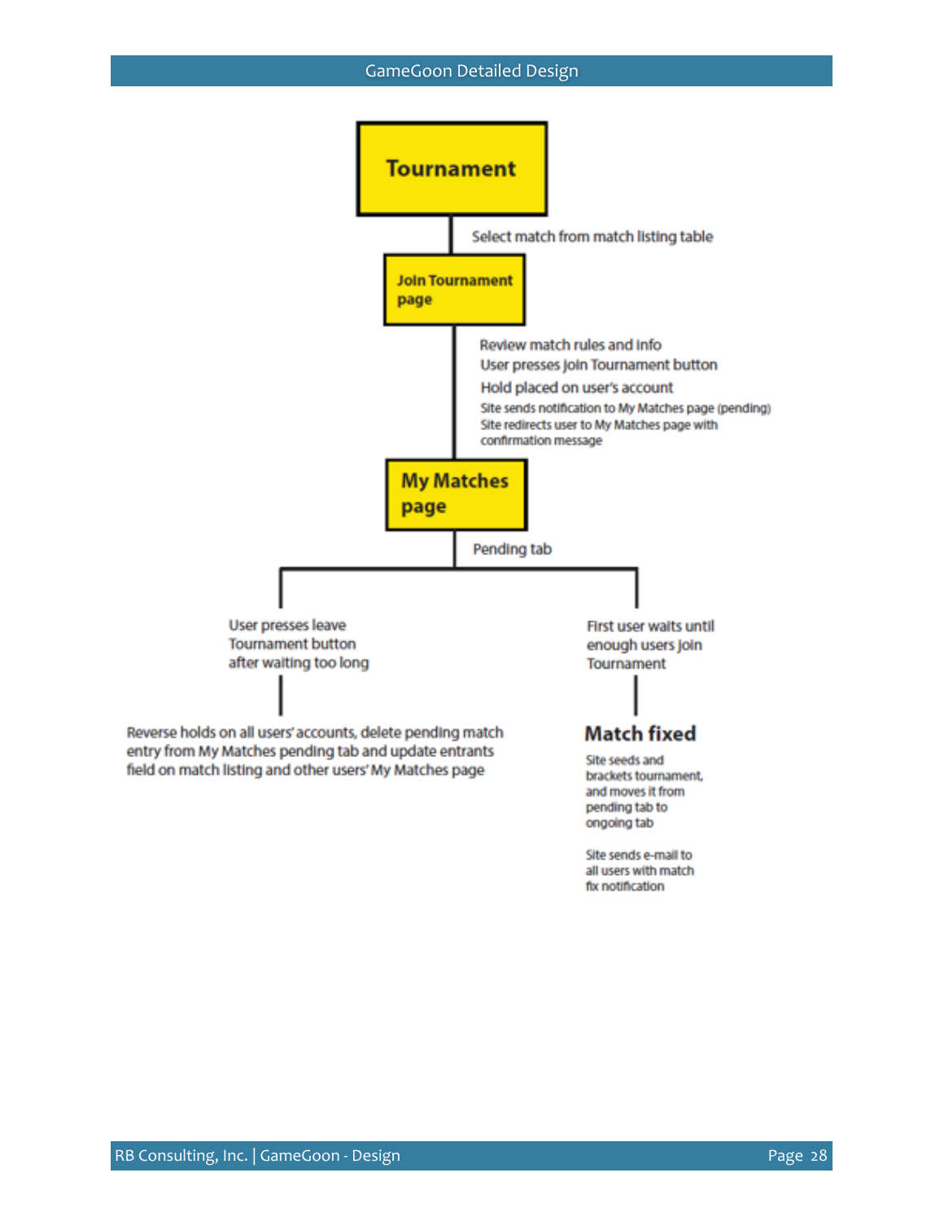**Tournament**

Select match from match listing table

**Join Tournament page**

Review match rules and info

User presses Join Tournament button

Hold placed on user's account

Site sends notification to My Matches page (pending)

Site redirects user to My Matches page with confirmation message

**My Matches page**

Pending tab

User presses leave Tournament button after waiting too long

Reverse holds on all users' accounts, delete pending match entry from My Matches pending tab and update entrants field on match listing and other users' My Matches page

First user waits until enough users join Tournament

**Match fixed**

Site seeds and brackets tournament, and moves it from pending tab to ongoing tab

Site sends e-mail to all users with match fix notification